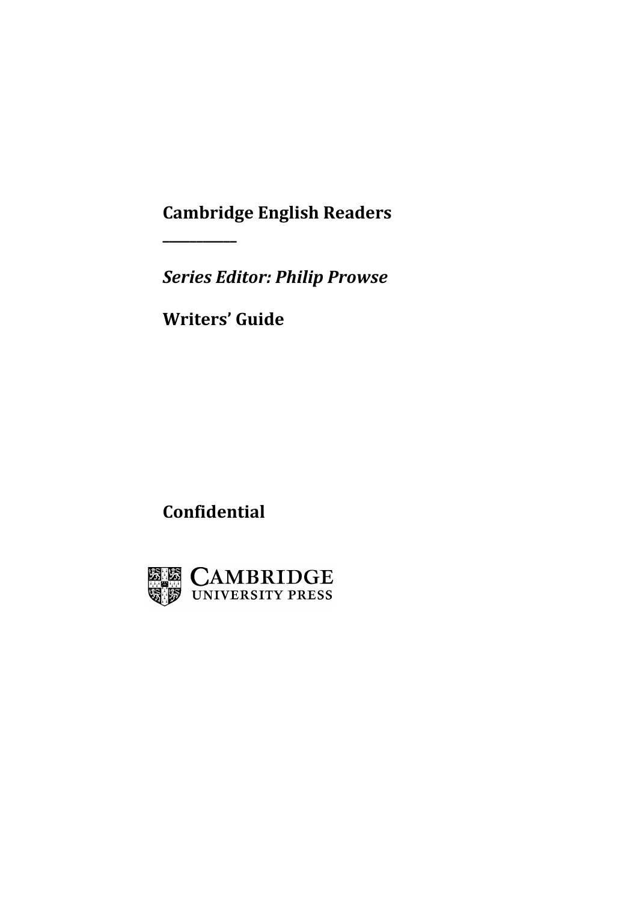# Cambridge English Readers

___________

*Series Editor: Philip Prowse*

**Writers' Guide**

**Confidential**

CAMBRIDGE
UNIVERSITY PRESS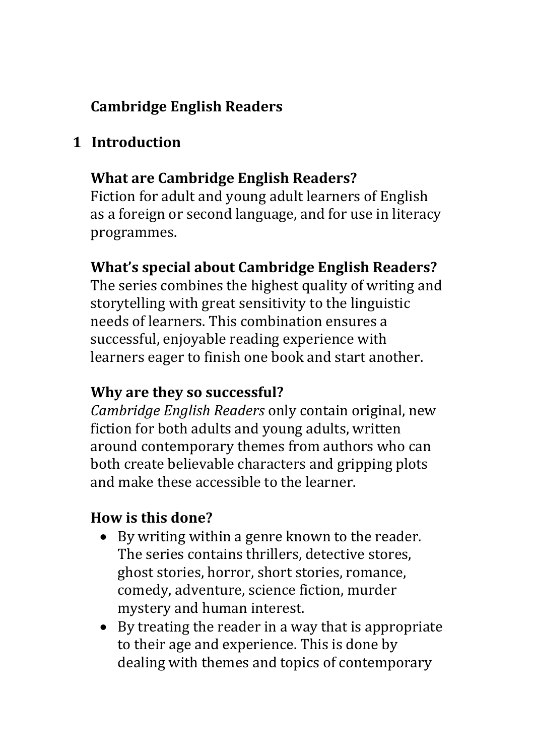# Cambridge English Readers

## 1 Introduction

### What are Cambridge English Readers?

Fiction for adult and young adult learners of English as a foreign or second language, and for use in literacy programmes.

### What's special about Cambridge English Readers?

The series combines the highest quality of writing and storytelling with great sensitivity to the linguistic needs of learners. This combination ensures a successful, enjoyable reading experience with learners eager to finish one book and start another.

### Why are they so successful?

*Cambridge English Readers* only contain original, new fiction for both adults and young adults, written around contemporary themes from authors who can both create believable characters and gripping plots and make these accessible to the learner.

### How is this done?

- By writing within a genre known to the reader. The series contains thrillers, detective stores, ghost stories, horror, short stories, romance, comedy, adventure, science fiction, murder mystery and human interest.
- By treating the reader in a way that is appropriate to their age and experience. This is done by dealing with themes and topics of contemporary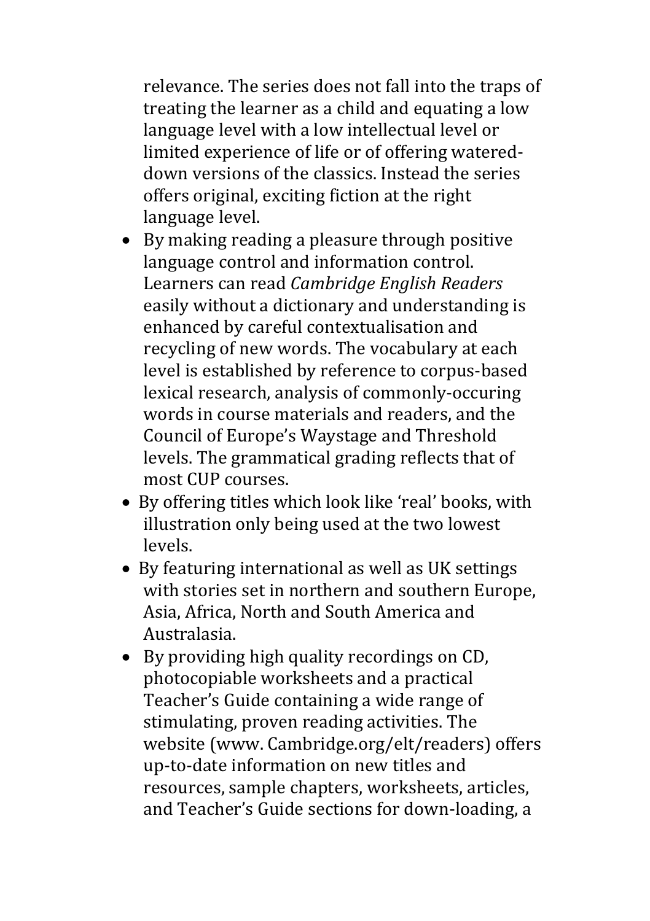relevance. The series does not fall into the traps of treating the learner as a child and equating a low language level with a low intellectual level or limited experience of life or of offering watered-down versions of the classics. Instead the series offers original, exciting fiction at the right language level.

- By making reading a pleasure through positive language control and information control. Learners can read *Cambridge English Readers* easily without a dictionary and understanding is enhanced by careful contextualisation and recycling of new words. The vocabulary at each level is established by reference to corpus-based lexical research, analysis of commonly-occuring words in course materials and readers, and the Council of Europe's Waystage and Threshold levels. The grammatical grading reflects that of most CUP courses.
- By offering titles which look like 'real' books, with illustration only being used at the two lowest levels.
- By featuring international as well as UK settings with stories set in northern and southern Europe, Asia, Africa, North and South America and Australasia.
- By providing high quality recordings on CD, photocopiable worksheets and a practical Teacher's Guide containing a wide range of stimulating, proven reading activities. The website (www. Cambridge.org/elt/readers) offers up-to-date information on new titles and resources, sample chapters, worksheets, articles, and Teacher's Guide sections for down-loading, a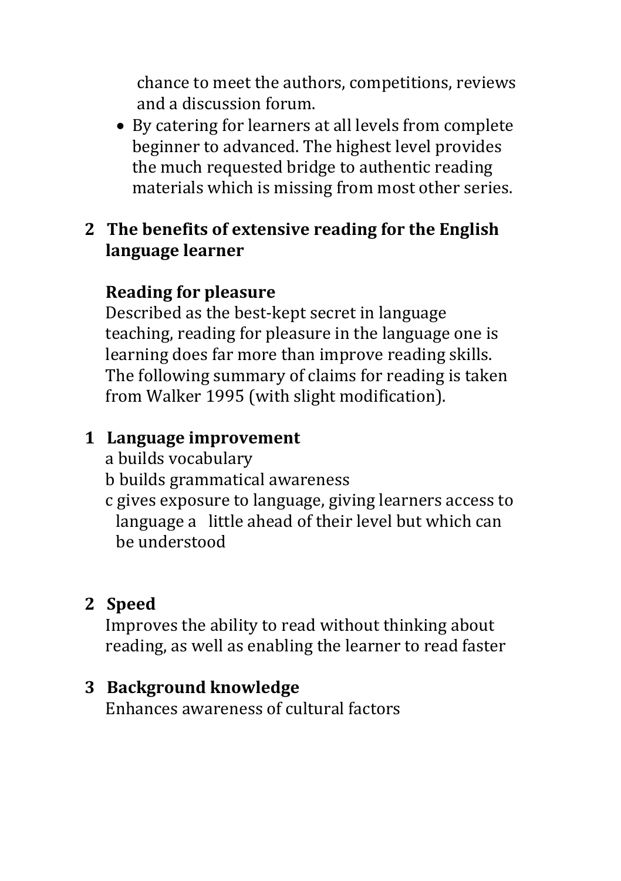chance to meet the authors, competitions, reviews and a discussion forum.

- By catering for learners at all levels from complete beginner to advanced. The highest level provides the much requested bridge to authentic reading materials which is missing from most other series.

## 2 The benefits of extensive reading for the English language learner

### Reading for pleasure

Described as the best-kept secret in language teaching, reading for pleasure in the language one is learning does far more than improve reading skills. The following summary of claims for reading is taken from Walker 1995 (with slight modification).

### 1 Language improvement

a builds vocabulary

b builds grammatical awareness

c gives exposure to language, giving learners access to language a little ahead of their level but which can be understood

### 2 Speed

Improves the ability to read without thinking about reading, as well as enabling the learner to read faster

### 3 Background knowledge

Enhances awareness of cultural factors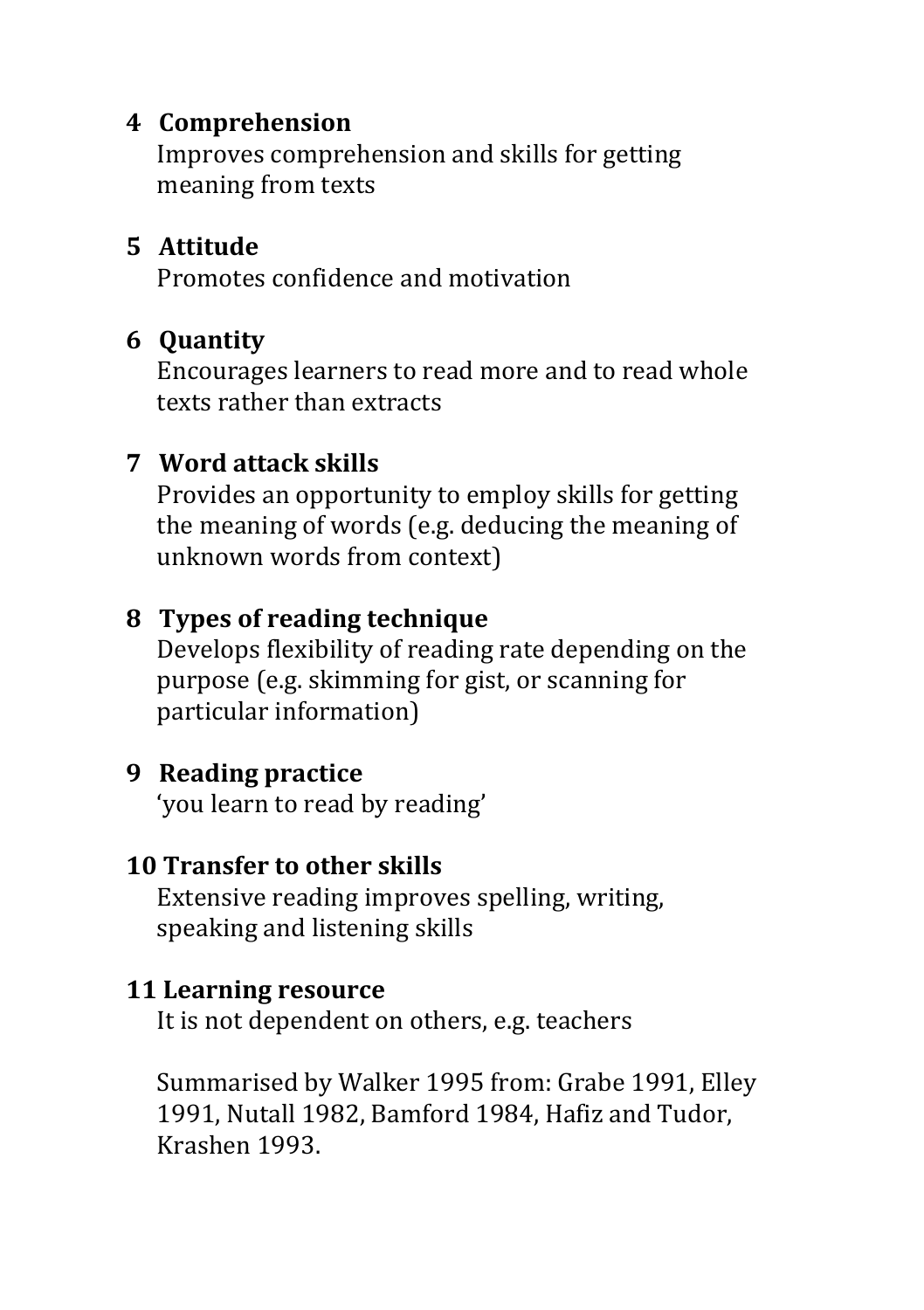**4 Comprehension**
Improves comprehension and skills for getting meaning from texts

**5 Attitude**
Promotes confidence and motivation

**6 Quantity**
Encourages learners to read more and to read whole texts rather than extracts

**7 Word attack skills**
Provides an opportunity to employ skills for getting the meaning of words (e.g. deducing the meaning of unknown words from context)

**8 Types of reading technique**
Develops flexibility of reading rate depending on the purpose (e.g. skimming for gist, or scanning for particular information)

**9 Reading practice**
'you learn to read by reading'

**10 Transfer to other skills**
Extensive reading improves spelling, writing, speaking and listening skills

**11 Learning resource**
It is not dependent on others, e.g. teachers

Summarised by Walker 1995 from: Grabe 1991, Elley 1991, Nutall 1982, Bamford 1984, Hafiz and Tudor, Krashen 1993.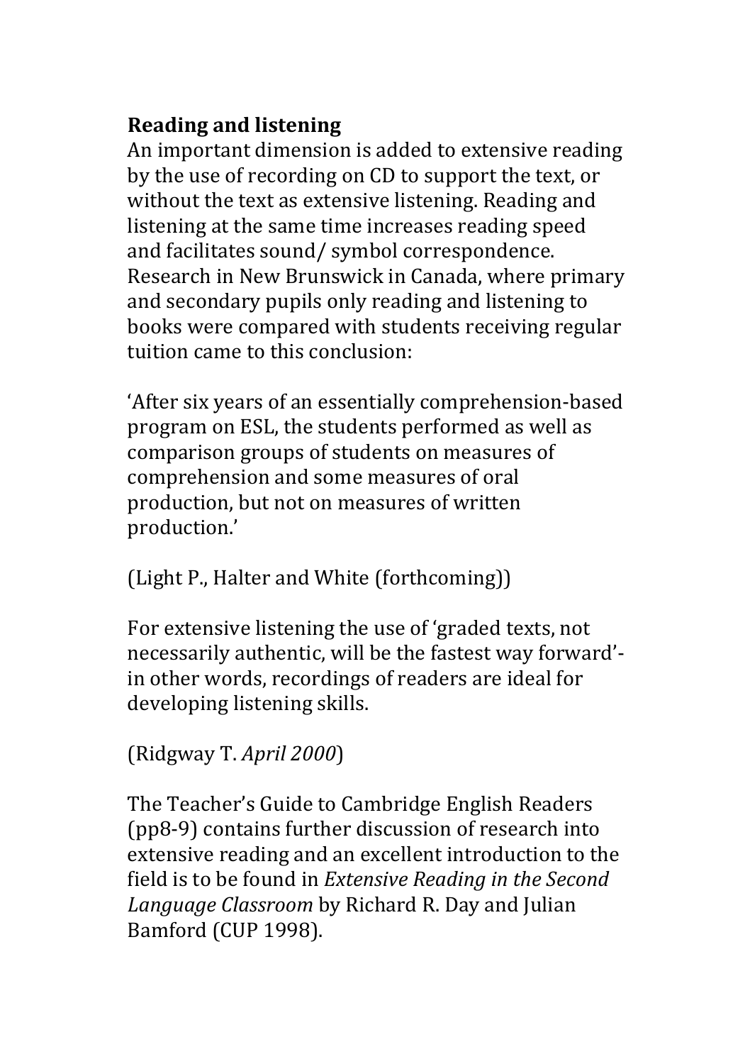**Reading and listening**

An important dimension is added to extensive reading by the use of recording on CD to support the text, or without the text as extensive listening. Reading and listening at the same time increases reading speed and facilitates sound/ symbol correspondence. Research in New Brunswick in Canada, where primary and secondary pupils only reading and listening to books were compared with students receiving regular tuition came to this conclusion:

'After six years of an essentially comprehension-based program on ESL, the students performed as well as comparison groups of students on measures of comprehension and some measures of oral production, but not on measures of written production.'

(Light P., Halter and White (forthcoming))

For extensive listening the use of 'graded texts, not necessarily authentic, will be the fastest way forward'- in other words, recordings of readers are ideal for developing listening skills.

(Ridgway T. *April 2000*)

The Teacher's Guide to Cambridge English Readers (pp8-9) contains further discussion of research into extensive reading and an excellent introduction to the field is to be found in *Extensive Reading in the Second Language Classroom* by Richard R. Day and Julian Bamford (CUP 1998).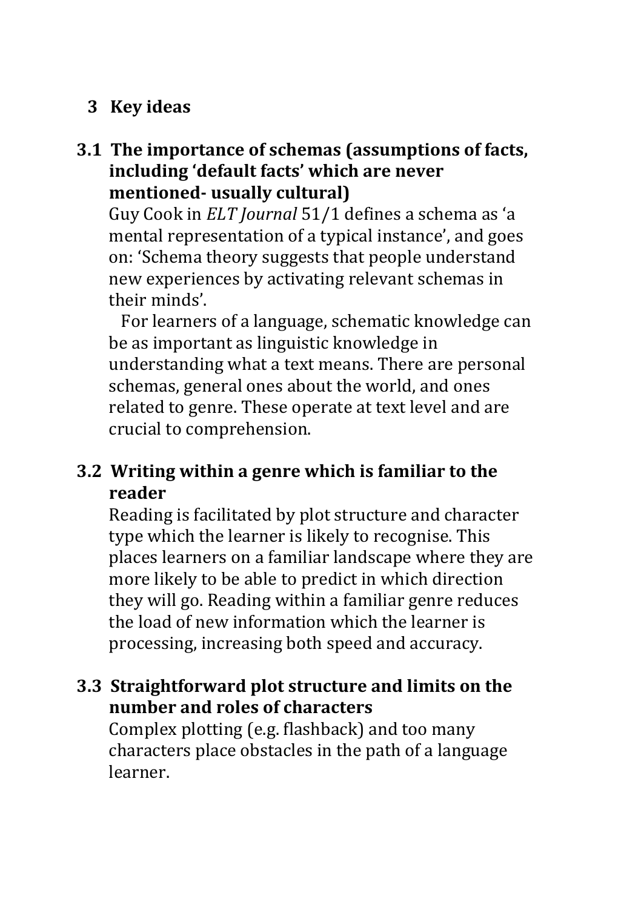# 3 Key ideas

## 3.1 The importance of schemas (assumptions of facts, including 'default facts' which are never mentioned- usually cultural)

Guy Cook in *ELT Journal* 51/1 defines a schema as 'a mental representation of a typical instance', and goes on: 'Schema theory suggests that people understand new experiences by activating relevant schemas in their minds'.

For learners of a language, schematic knowledge can be as important as linguistic knowledge in understanding what a text means. There are personal schemas, general ones about the world, and ones related to genre. These operate at text level and are crucial to comprehension.

## 3.2 Writing within a genre which is familiar to the reader

Reading is facilitated by plot structure and character type which the learner is likely to recognise. This places learners on a familiar landscape where they are more likely to be able to predict in which direction they will go. Reading within a familiar genre reduces the load of new information which the learner is processing, increasing both speed and accuracy.

## 3.3 Straightforward plot structure and limits on the number and roles of characters

Complex plotting (e.g. flashback) and too many characters place obstacles in the path of a language learner.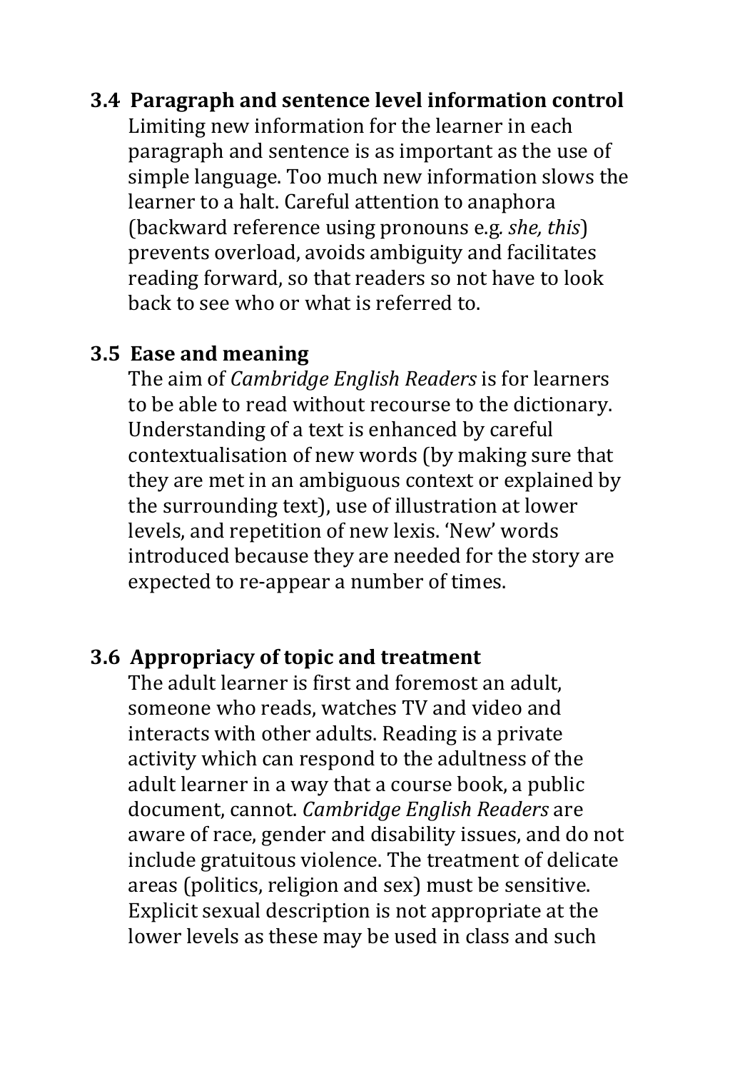### 3.4 Paragraph and sentence level information control

Limiting new information for the learner in each paragraph and sentence is as important as the use of simple language. Too much new information slows the learner to a halt. Careful attention to anaphora (backward reference using pronouns e.g. *she, this*) prevents overload, avoids ambiguity and facilitates reading forward, so that readers so not have to look back to see who or what is referred to.

### 3.5 Ease and meaning

The aim of *Cambridge English Readers* is for learners to be able to read without recourse to the dictionary. Understanding of a text is enhanced by careful contextualisation of new words (by making sure that they are met in an ambiguous context or explained by the surrounding text), use of illustration at lower levels, and repetition of new lexis. 'New' words introduced because they are needed for the story are expected to re-appear a number of times.

### 3.6 Appropriacy of topic and treatment

The adult learner is first and foremost an adult, someone who reads, watches TV and video and interacts with other adults. Reading is a private activity which can respond to the adultness of the adult learner in a way that a course book, a public document, cannot. *Cambridge English Readers* are aware of race, gender and disability issues, and do not include gratuitous violence. The treatment of delicate areas (politics, religion and sex) must be sensitive. Explicit sexual description is not appropriate at the lower levels as these may be used in class and such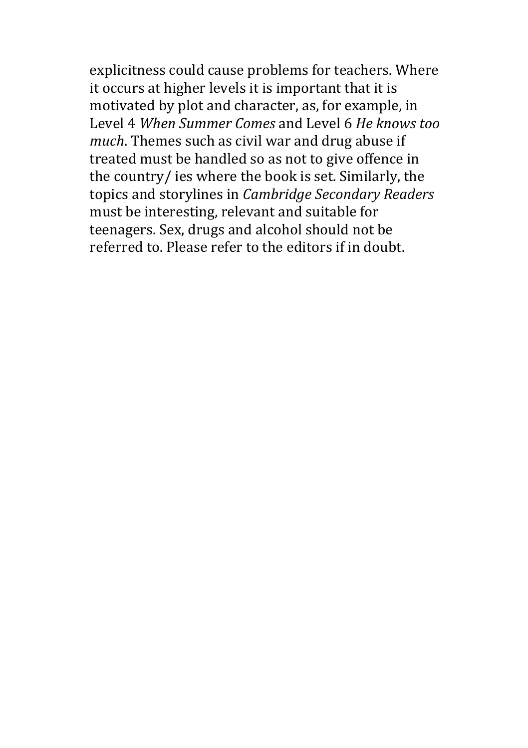explicitness could cause problems for teachers. Where it occurs at higher levels it is important that it is motivated by plot and character, as, for example, in Level 4 *When Summer Comes* and Level 6 *He knows too much*. Themes such as civil war and drug abuse if treated must be handled so as not to give offence in the country/ ies where the book is set. Similarly, the topics and storylines in *Cambridge Secondary Readers* must be interesting, relevant and suitable for teenagers. Sex, drugs and alcohol should not be referred to. Please refer to the editors if in doubt.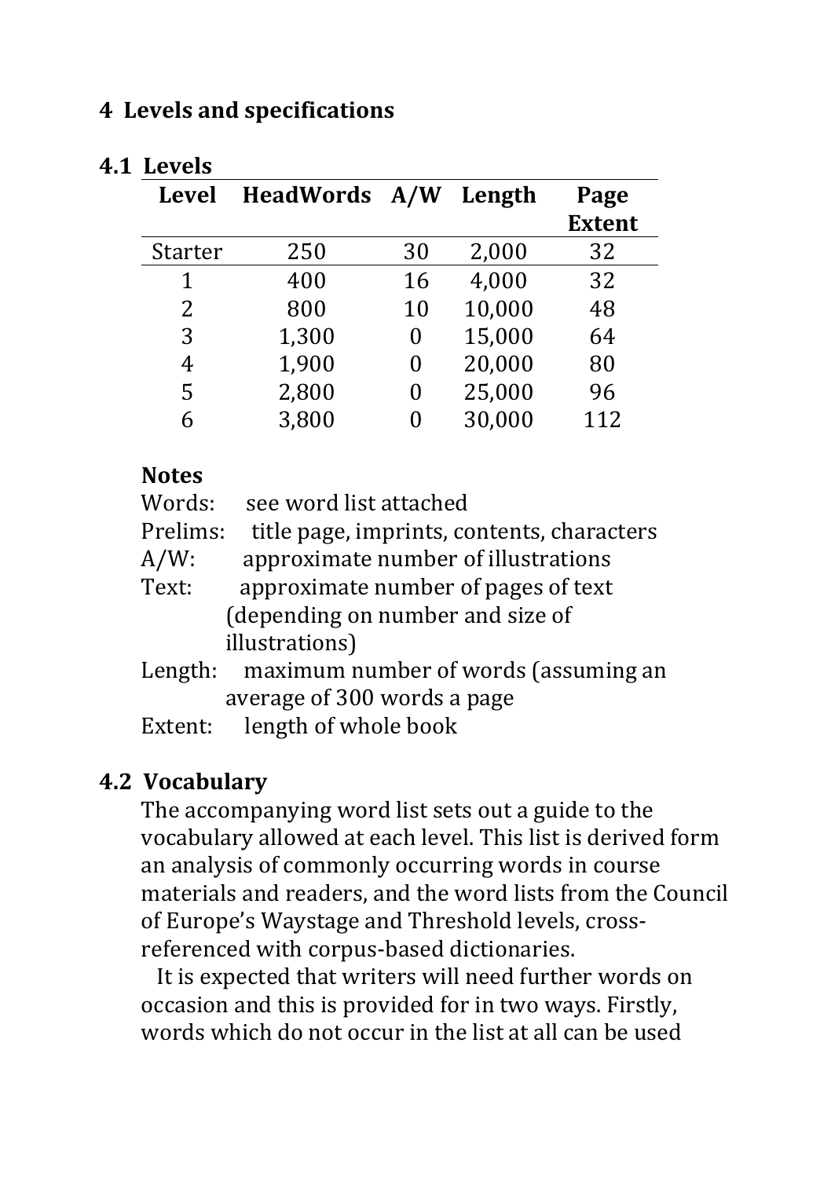## 4 Levels and specifications

### 4.1 Levels

| Level | HeadWords | A/W | Length | Page Extent |
|---|---|---|---|---|
| Starter | 250 | 30 | 2,000 | 32 |
| 1 | 400 | 16 | 4,000 | 32 |
| 2 | 800 | 10 | 10,000 | 48 |
| 3 | 1,300 | 0 | 15,000 | 64 |
| 4 | 1,900 | 0 | 20,000 | 80 |
| 5 | 2,800 | 0 | 25,000 | 96 |
| 6 | 3,800 | 0 | 30,000 | 112 |

**Notes**

Words: see word list attached
Prelims: title page, imprints, contents, characters
A/W: approximate number of illustrations
Text: approximate number of pages of text (depending on number and size of illustrations)
Length: maximum number of words (assuming an average of 300 words a page
Extent: length of whole book

### 4.2 Vocabulary

The accompanying word list sets out a guide to the vocabulary allowed at each level. This list is derived form an analysis of commonly occurring words in course materials and readers, and the word lists from the Council of Europe's Waystage and Threshold levels, cross-referenced with corpus-based dictionaries.

It is expected that writers will need further words on occasion and this is provided for in two ways. Firstly, words which do not occur in the list at all can be used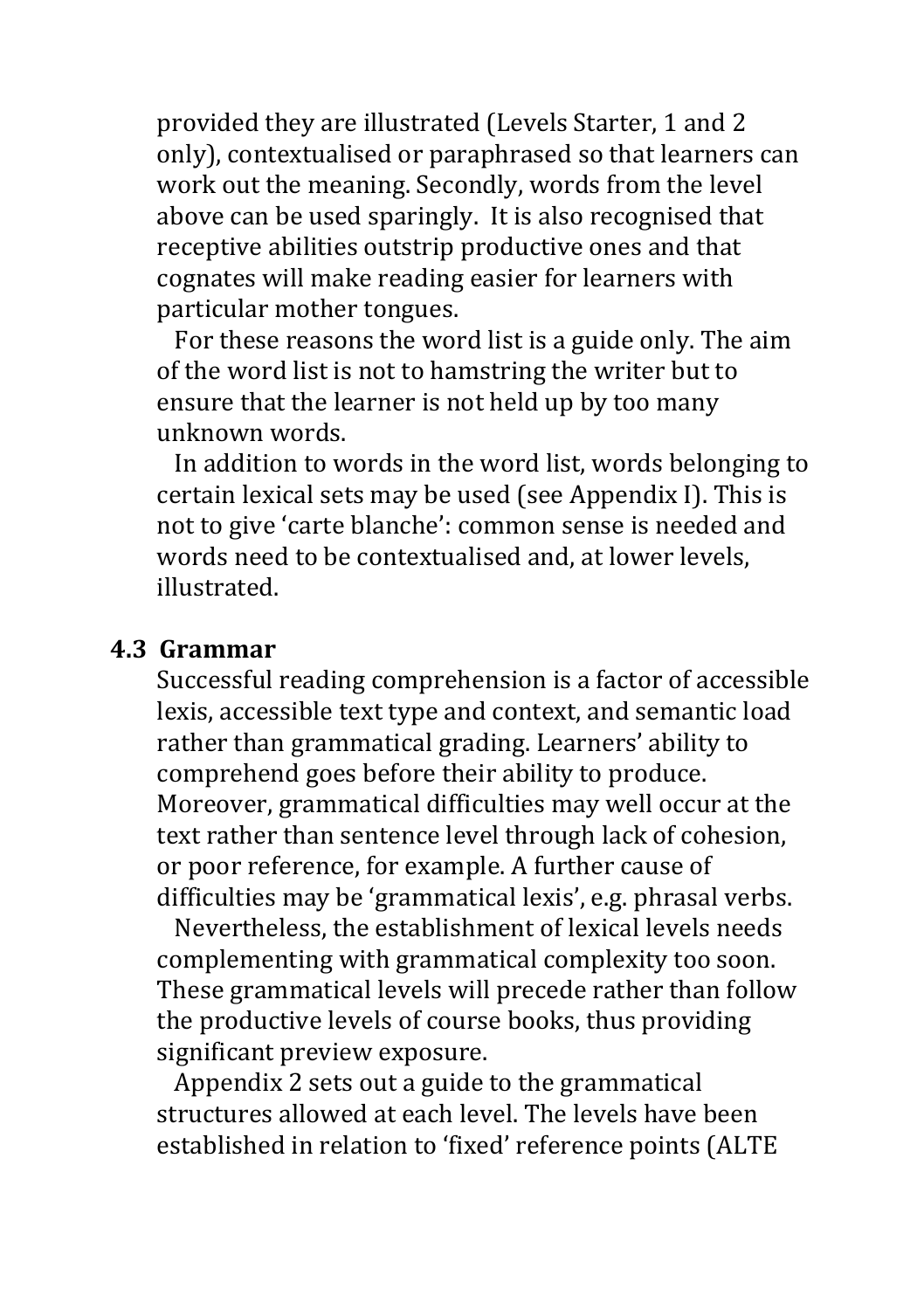provided they are illustrated (Levels Starter, 1 and 2 only), contextualised or paraphrased so that learners can work out the meaning. Secondly, words from the level above can be used sparingly. It is also recognised that receptive abilities outstrip productive ones and that cognates will make reading easier for learners with particular mother tongues.

For these reasons the word list is a guide only. The aim of the word list is not to hamstring the writer but to ensure that the learner is not held up by too many unknown words.

In addition to words in the word list, words belonging to certain lexical sets may be used (see Appendix I). This is not to give 'carte blanche': common sense is needed and words need to be contextualised and, at lower levels, illustrated.

### 4.3 Grammar

Successful reading comprehension is a factor of accessible lexis, accessible text type and context, and semantic load rather than grammatical grading. Learners' ability to comprehend goes before their ability to produce. Moreover, grammatical difficulties may well occur at the text rather than sentence level through lack of cohesion, or poor reference, for example. A further cause of difficulties may be 'grammatical lexis', e.g. phrasal verbs.

Nevertheless, the establishment of lexical levels needs complementing with grammatical complexity too soon. These grammatical levels will precede rather than follow the productive levels of course books, thus providing significant preview exposure.

Appendix 2 sets out a guide to the grammatical structures allowed at each level. The levels have been established in relation to 'fixed' reference points (ALTE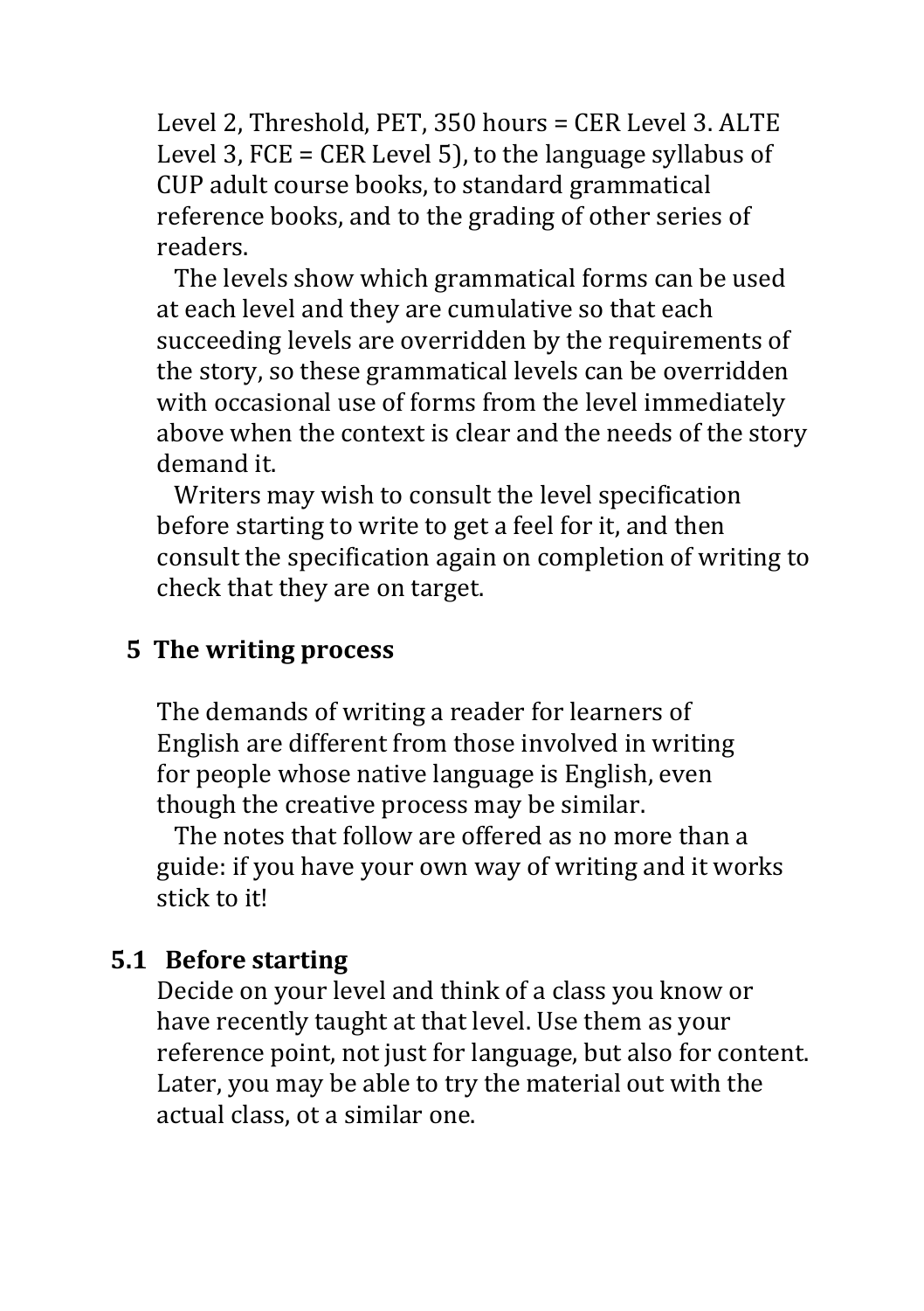Level 2, Threshold, PET, 350 hours = CER Level 3. ALTE Level 3, FCE = CER Level 5), to the language syllabus of CUP adult course books, to standard grammatical reference books, and to the grading of other series of readers.

The levels show which grammatical forms can be used at each level and they are cumulative so that each succeeding levels are overridden by the requirements of the story, so these grammatical levels can be overridden with occasional use of forms from the level immediately above when the context is clear and the needs of the story demand it.

Writers may wish to consult the level specification before starting to write to get a feel for it, and then consult the specification again on completion of writing to check that they are on target.

## 5 The writing process

The demands of writing a reader for learners of English are different from those involved in writing for people whose native language is English, even though the creative process may be similar.

The notes that follow are offered as no more than a guide: if you have your own way of writing and it works stick to it!

### 5.1 Before starting

Decide on your level and think of a class you know or have recently taught at that level. Use them as your reference point, not just for language, but also for content. Later, you may be able to try the material out with the actual class, ot a similar one.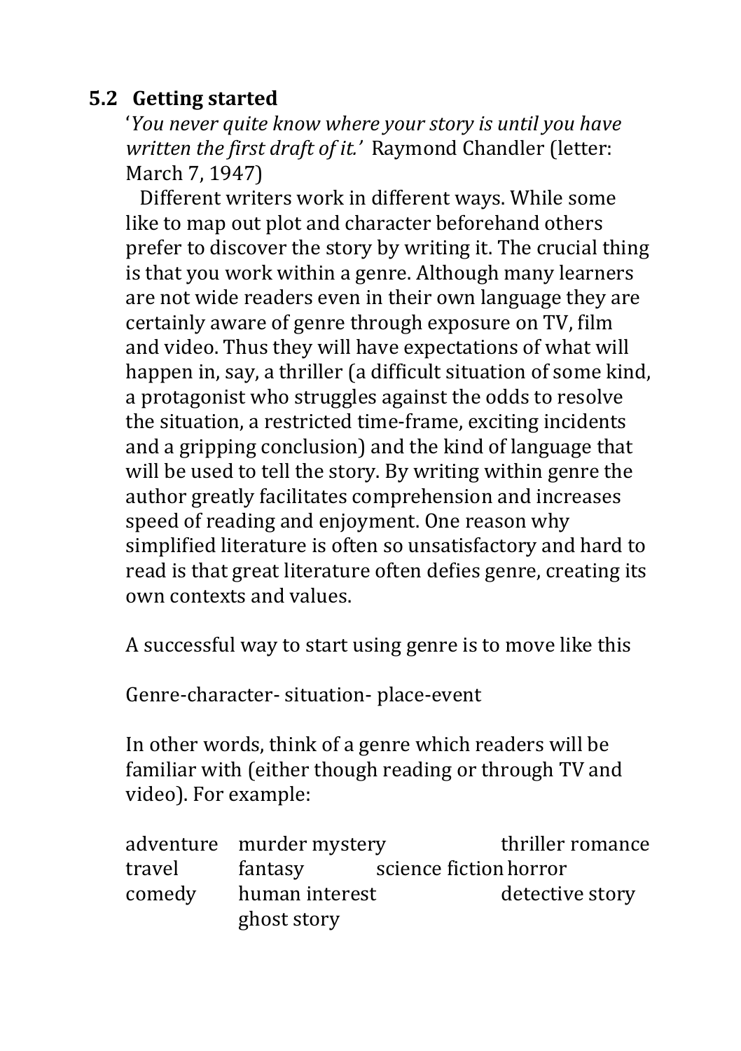## 5.2 Getting started

'*You never quite know where your story is until you have written the first draft of it.*' Raymond Chandler (letter: March 7, 1947)

Different writers work in different ways. While some like to map out plot and character beforehand others prefer to discover the story by writing it. The crucial thing is that you work within a genre. Although many learners are not wide readers even in their own language they are certainly aware of genre through exposure on TV, film and video. Thus they will have expectations of what will happen in, say, a thriller (a difficult situation of some kind, a protagonist who struggles against the odds to resolve the situation, a restricted time-frame, exciting incidents and a gripping conclusion) and the kind of language that will be used to tell the story. By writing within genre the author greatly facilitates comprehension and increases speed of reading and enjoyment. One reason why simplified literature is often so unsatisfactory and hard to read is that great literature often defies genre, creating its own contexts and values.

A successful way to start using genre is to move like this

Genre-character- situation- place-event

In other words, think of a genre which readers will be familiar with (either though reading or through TV and video). For example:

adventure &nbsp; murder mystery &nbsp; thriller romance
travel &nbsp; fantasy &nbsp; science fiction &nbsp; horror
comedy &nbsp; human interest &nbsp; detective story
ghost story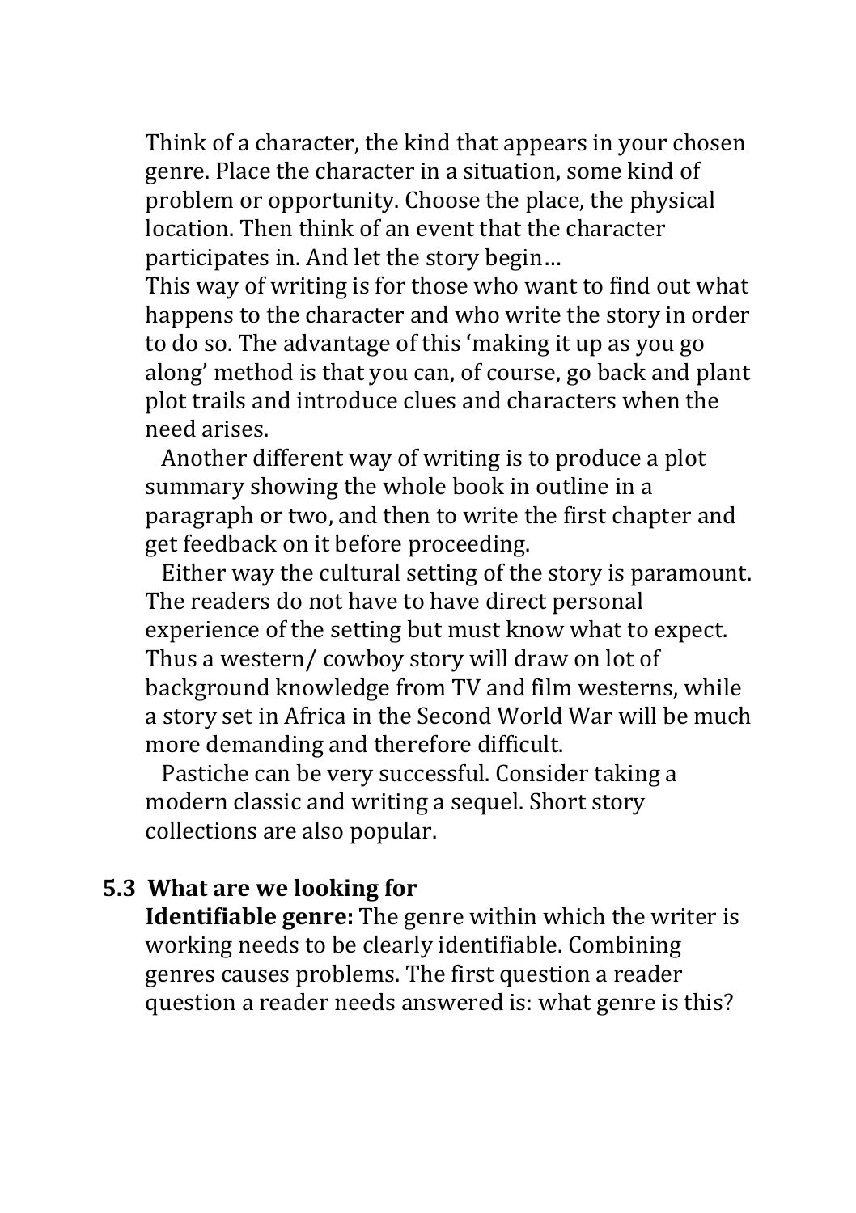Think of a character, the kind that appears in your chosen genre. Place the character in a situation, some kind of problem or opportunity. Choose the place, the physical location. Then think of an event that the character participates in. And let the story begin…

This way of writing is for those who want to find out what happens to the character and who write the story in order to do so. The advantage of this 'making it up as you go along' method is that you can, of course, go back and plant plot trails and introduce clues and characters when the need arises.

Another different way of writing is to produce a plot summary showing the whole book in outline in a paragraph or two, and then to write the first chapter and get feedback on it before proceeding.

Either way the cultural setting of the story is paramount. The readers do not have to have direct personal experience of the setting but must know what to expect. Thus a western/ cowboy story will draw on lot of background knowledge from TV and film westerns, while a story set in Africa in the Second World War will be much more demanding and therefore difficult.

Pastiche can be very successful. Consider taking a modern classic and writing a sequel. Short story collections are also popular.

### 5.3 What are we looking for

**Identifiable genre:** The genre within which the writer is working needs to be clearly identifiable. Combining genres causes problems. The first question a reader question a reader needs answered is: what genre is this?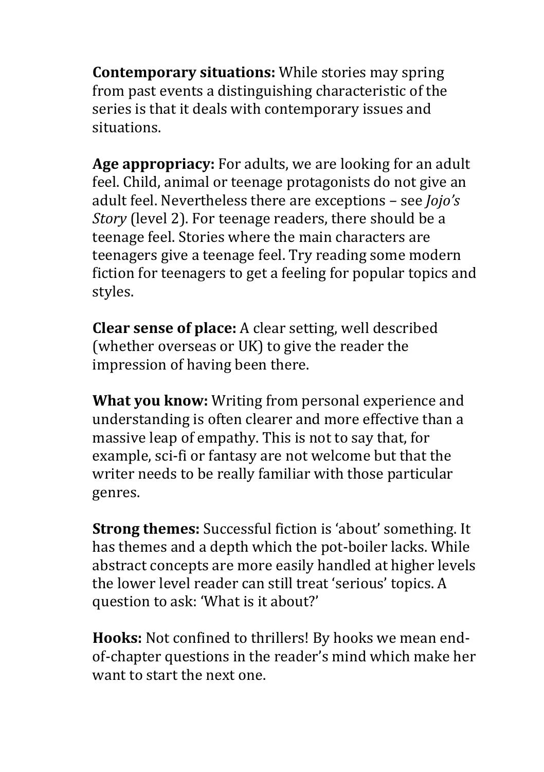**Contemporary situations:** While stories may spring from past events a distinguishing characteristic of the series is that it deals with contemporary issues and situations.

**Age appropriacy:** For adults, we are looking for an adult feel. Child, animal or teenage protagonists do not give an adult feel. Nevertheless there are exceptions – see *Jojo's Story* (level 2). For teenage readers, there should be a teenage feel. Stories where the main characters are teenagers give a teenage feel. Try reading some modern fiction for teenagers to get a feeling for popular topics and styles.

**Clear sense of place:** A clear setting, well described (whether overseas or UK) to give the reader the impression of having been there.

**What you know:** Writing from personal experience and understanding is often clearer and more effective than a massive leap of empathy. This is not to say that, for example, sci-fi or fantasy are not welcome but that the writer needs to be really familiar with those particular genres.

**Strong themes:** Successful fiction is 'about' something. It has themes and a depth which the pot-boiler lacks. While abstract concepts are more easily handled at higher levels the lower level reader can still treat 'serious' topics. A question to ask: 'What is it about?'

**Hooks:** Not confined to thrillers! By hooks we mean end-of-chapter questions in the reader's mind which make her want to start the next one.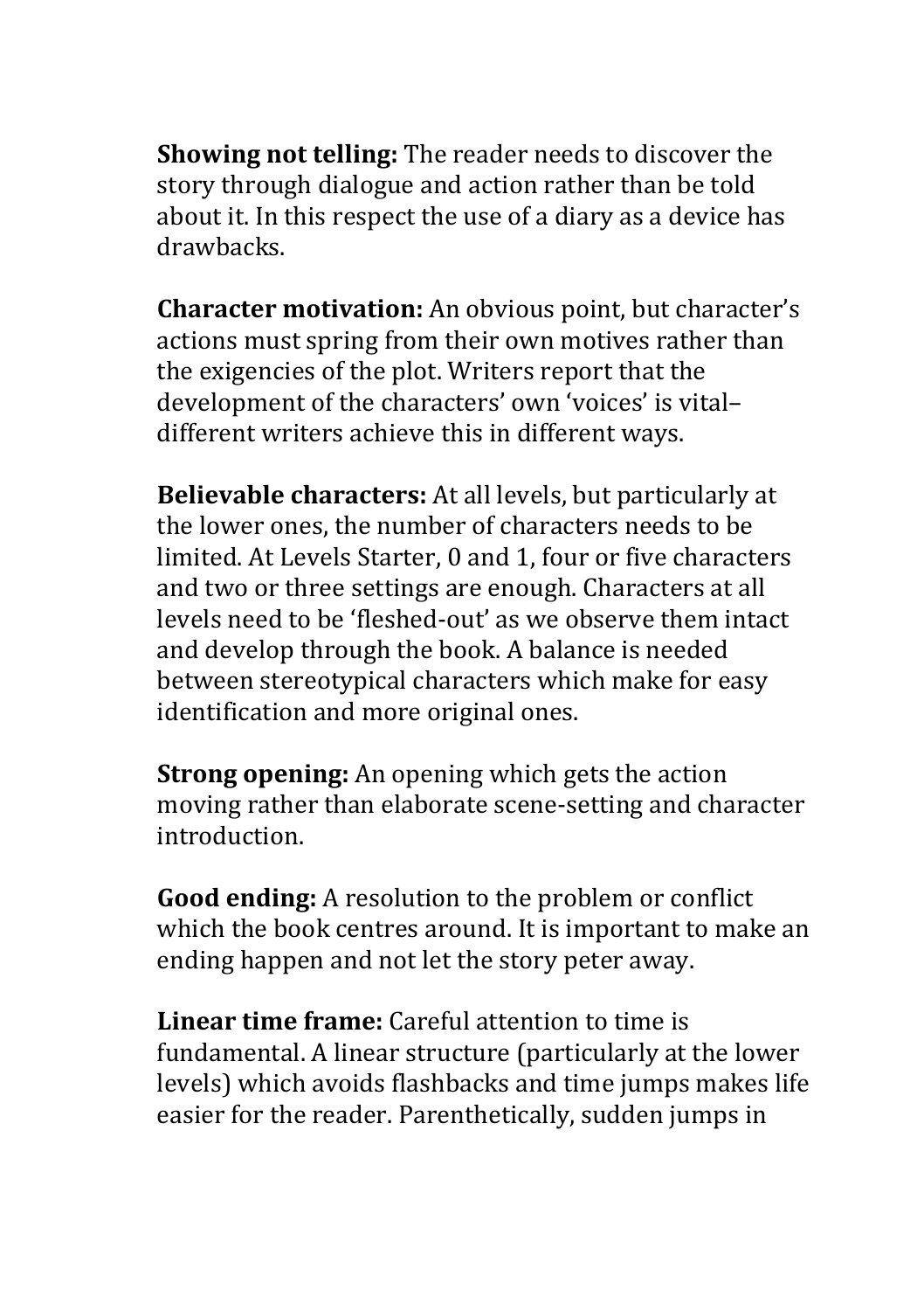**Showing not telling:** The reader needs to discover the story through dialogue and action rather than be told about it. In this respect the use of a diary as a device has drawbacks.

**Character motivation:** An obvious point, but character's actions must spring from their own motives rather than the exigencies of the plot. Writers report that the development of the characters' own 'voices' is vital– different writers achieve this in different ways.

**Believable characters:** At all levels, but particularly at the lower ones, the number of characters needs to be limited. At Levels Starter, 0 and 1, four or five characters and two or three settings are enough. Characters at all levels need to be 'fleshed-out' as we observe them intact and develop through the book. A balance is needed between stereotypical characters which make for easy identification and more original ones.

**Strong opening:** An opening which gets the action moving rather than elaborate scene-setting and character introduction.

**Good ending:** A resolution to the problem or conflict which the book centres around. It is important to make an ending happen and not let the story peter away.

**Linear time frame:** Careful attention to time is fundamental. A linear structure (particularly at the lower levels) which avoids flashbacks and time jumps makes life easier for the reader. Parenthetically, sudden jumps in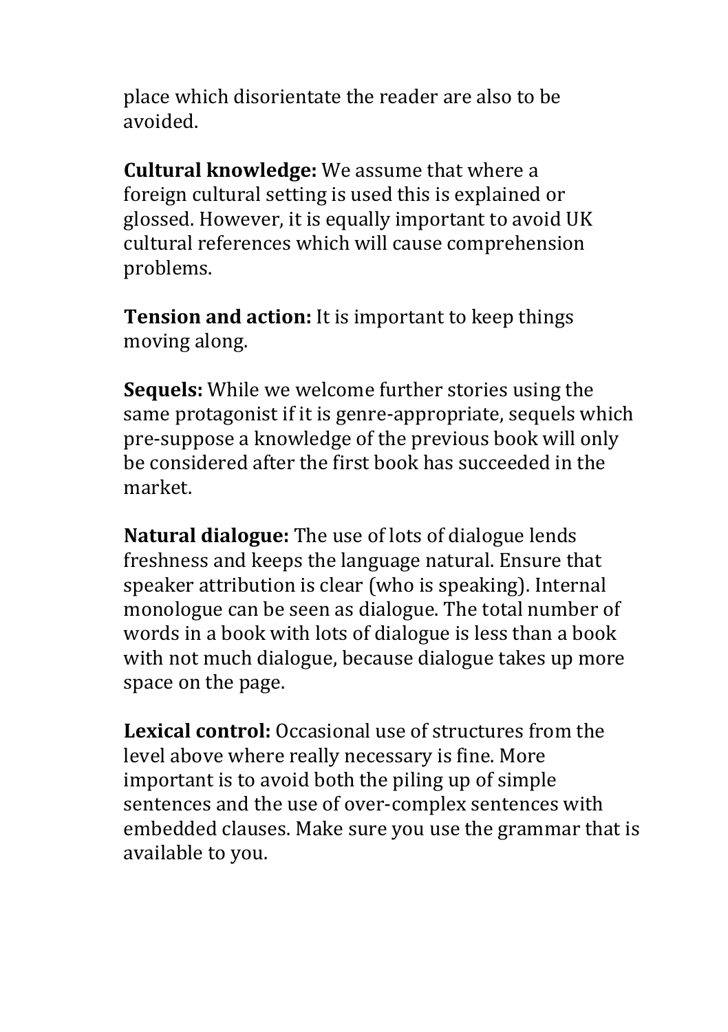place which disorientate the reader are also to be avoided.

**Cultural knowledge:** We assume that where a foreign cultural setting is used this is explained or glossed. However, it is equally important to avoid UK cultural references which will cause comprehension problems.

**Tension and action:** It is important to keep things moving along.

**Sequels:** While we welcome further stories using the same protagonist if it is genre-appropriate, sequels which pre-suppose a knowledge of the previous book will only be considered after the first book has succeeded in the market.

**Natural dialogue:** The use of lots of dialogue lends freshness and keeps the language natural. Ensure that speaker attribution is clear (who is speaking). Internal monologue can be seen as dialogue. The total number of words in a book with lots of dialogue is less than a book with not much dialogue, because dialogue takes up more space on the page.

**Lexical control:** Occasional use of structures from the level above where really necessary is fine. More important is to avoid both the piling up of simple sentences and the use of over-complex sentences with embedded clauses. Make sure you use the grammar that is available to you.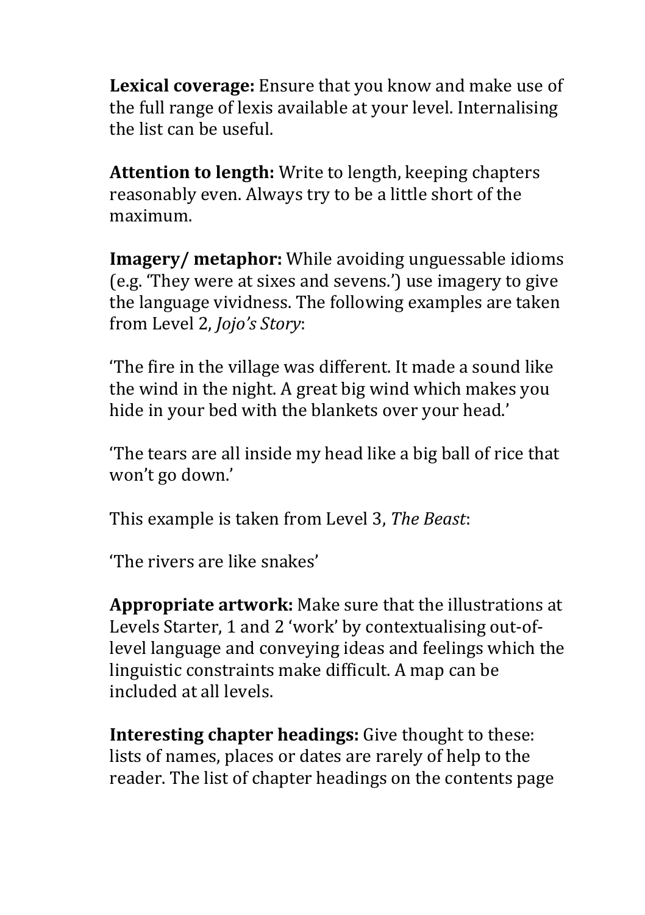**Lexical coverage:** Ensure that you know and make use of the full range of lexis available at your level. Internalising the list can be useful.

**Attention to length:** Write to length, keeping chapters reasonably even. Always try to be a little short of the maximum.

**Imagery/ metaphor:** While avoiding unguessable idioms (e.g. 'They were at sixes and sevens.') use imagery to give the language vividness. The following examples are taken from Level 2, *Jojo's Story*:

'The fire in the village was different. It made a sound like the wind in the night. A great big wind which makes you hide in your bed with the blankets over your head.'

'The tears are all inside my head like a big ball of rice that won't go down.'

This example is taken from Level 3, *The Beast*:

'The rivers are like snakes'

**Appropriate artwork:** Make sure that the illustrations at Levels Starter, 1 and 2 'work' by contextualising out-of-level language and conveying ideas and feelings which the linguistic constraints make difficult. A map can be included at all levels.

**Interesting chapter headings:** Give thought to these: lists of names, places or dates are rarely of help to the reader. The list of chapter headings on the contents page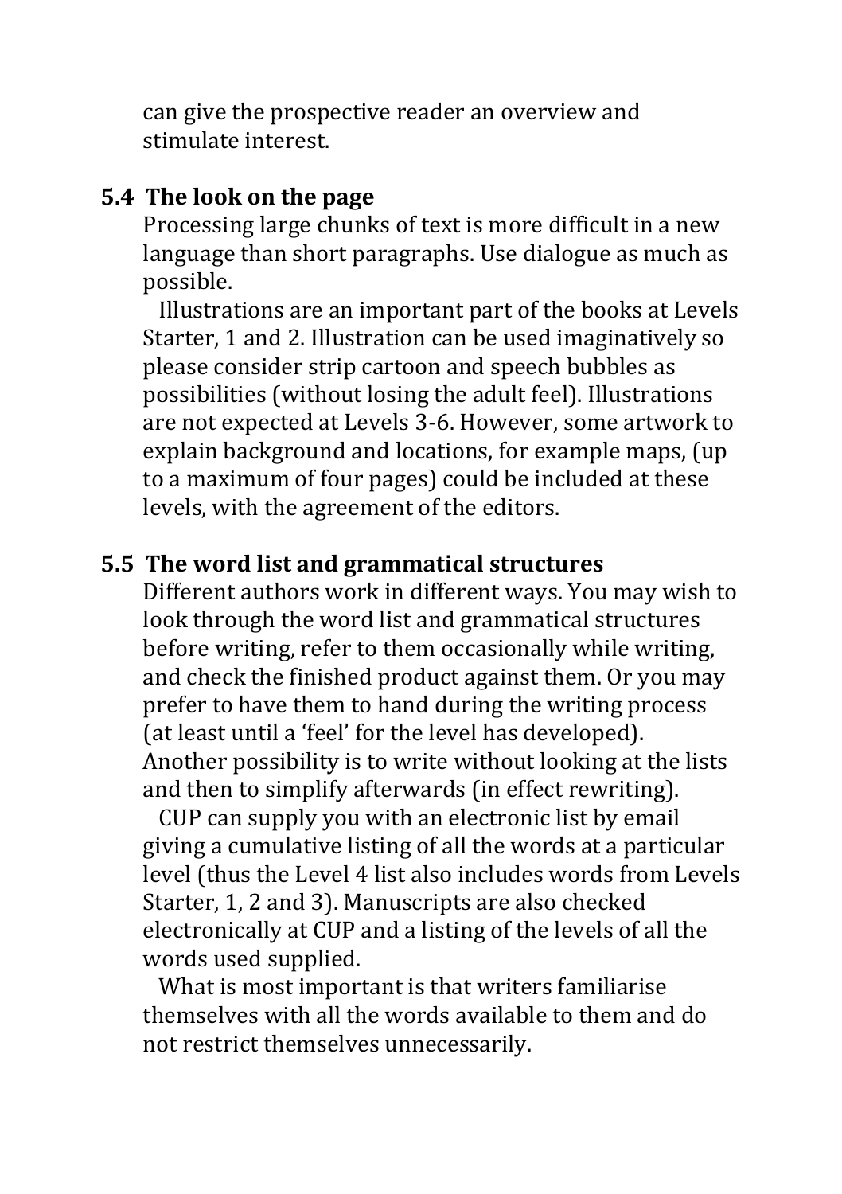can give the prospective reader an overview and stimulate interest.

### 5.4 The look on the page

Processing large chunks of text is more difficult in a new language than short paragraphs. Use dialogue as much as possible.

Illustrations are an important part of the books at Levels Starter, 1 and 2. Illustration can be used imaginatively so please consider strip cartoon and speech bubbles as possibilities (without losing the adult feel). Illustrations are not expected at Levels 3-6. However, some artwork to explain background and locations, for example maps, (up to a maximum of four pages) could be included at these levels, with the agreement of the editors.

### 5.5 The word list and grammatical structures

Different authors work in different ways. You may wish to look through the word list and grammatical structures before writing, refer to them occasionally while writing, and check the finished product against them. Or you may prefer to have them to hand during the writing process (at least until a 'feel' for the level has developed). Another possibility is to write without looking at the lists and then to simplify afterwards (in effect rewriting).

CUP can supply you with an electronic list by email giving a cumulative listing of all the words at a particular level (thus the Level 4 list also includes words from Levels Starter, 1, 2 and 3). Manuscripts are also checked electronically at CUP and a listing of the levels of all the words used supplied.

What is most important is that writers familiarise themselves with all the words available to them and do not restrict themselves unnecessarily.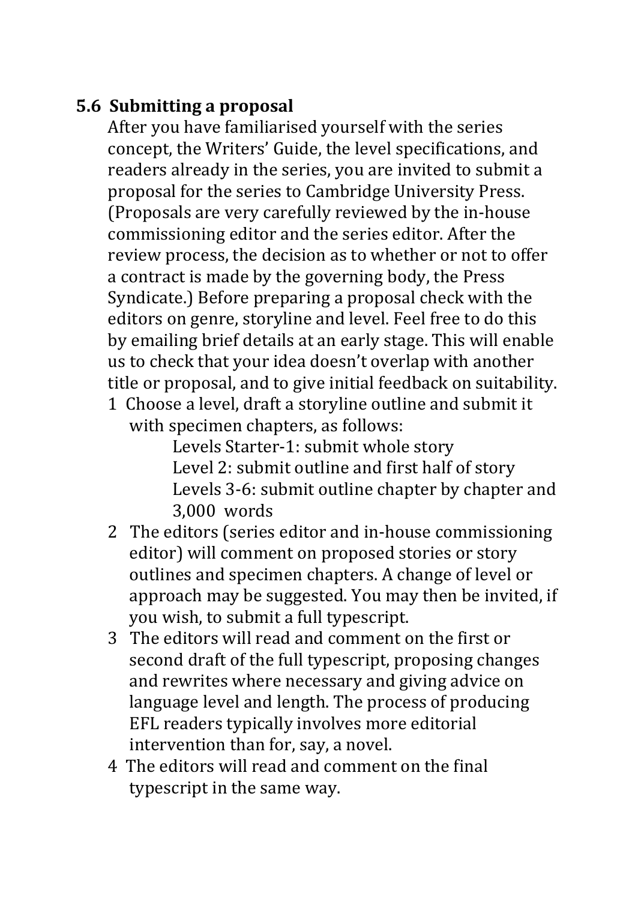### 5.6 Submitting a proposal

After you have familiarised yourself with the series concept, the Writers' Guide, the level specifications, and readers already in the series, you are invited to submit a proposal for the series to Cambridge University Press. (Proposals are very carefully reviewed by the in-house commissioning editor and the series editor. After the review process, the decision as to whether or not to offer a contract is made by the governing body, the Press Syndicate.) Before preparing a proposal check with the editors on genre, storyline and level. Feel free to do this by emailing brief details at an early stage. This will enable us to check that your idea doesn't overlap with another title or proposal, and to give initial feedback on suitability.

1. Choose a level, draft a storyline outline and submit it with specimen chapters, as follows:

   Levels Starter-1: submit whole story
   Level 2: submit outline and first half of story
   Levels 3-6: submit outline chapter by chapter and 3,000 words

2. The editors (series editor and in-house commissioning editor) will comment on proposed stories or story outlines and specimen chapters. A change of level or approach may be suggested. You may then be invited, if you wish, to submit a full typescript.
3. The editors will read and comment on the first or second draft of the full typescript, proposing changes and rewrites where necessary and giving advice on language level and length. The process of producing EFL readers typically involves more editorial intervention than for, say, a novel.
4. The editors will read and comment on the final typescript in the same way.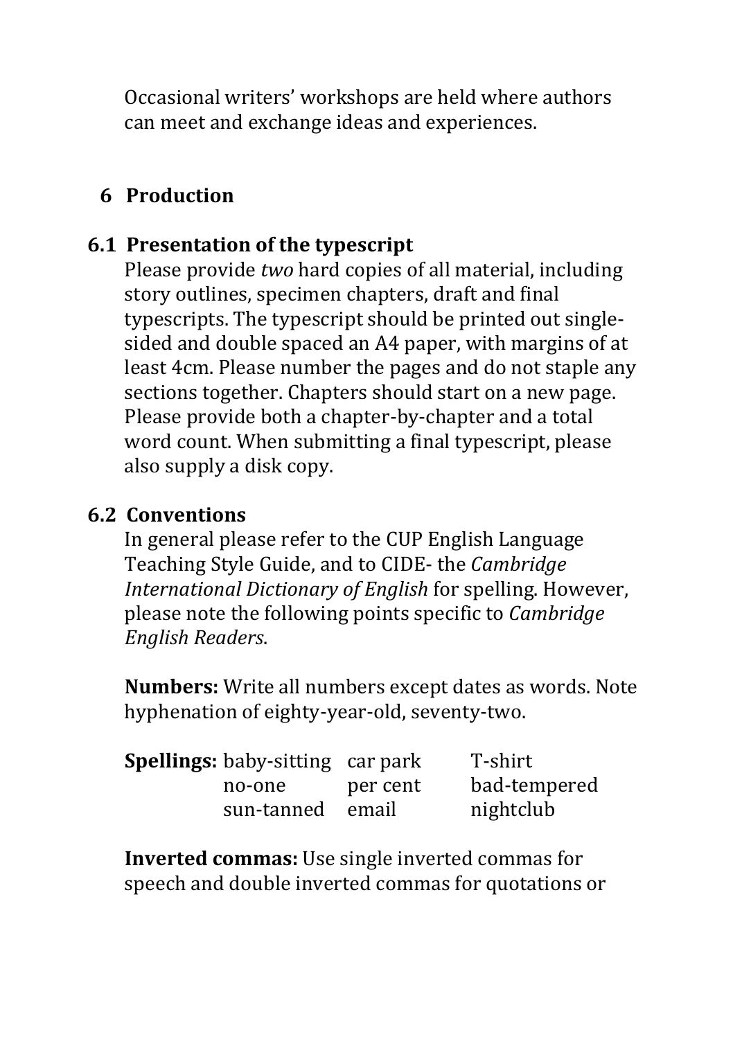Occasional writers' workshops are held where authors can meet and exchange ideas and experiences.

## 6 Production

### 6.1 Presentation of the typescript

Please provide *two* hard copies of all material, including story outlines, specimen chapters, draft and final typescripts. The typescript should be printed out single-sided and double spaced an A4 paper, with margins of at least 4cm. Please number the pages and do not staple any sections together. Chapters should start on a new page. Please provide both a chapter-by-chapter and a total word count. When submitting a final typescript, please also supply a disk copy.

### 6.2 Conventions

In general please refer to the CUP English Language Teaching Style Guide, and to CIDE- the *Cambridge International Dictionary of English* for spelling. However, please note the following points specific to *Cambridge English Readers*.

**Numbers:** Write all numbers except dates as words. Note hyphenation of eighty-year-old, seventy-two.

| **Spellings:** | | | |
|---|---|---|---|
| | baby-sitting | car park | T-shirt |
| | no-one | per cent | bad-tempered |
| | sun-tanned | email | nightclub |

**Inverted commas:** Use single inverted commas for speech and double inverted commas for quotations or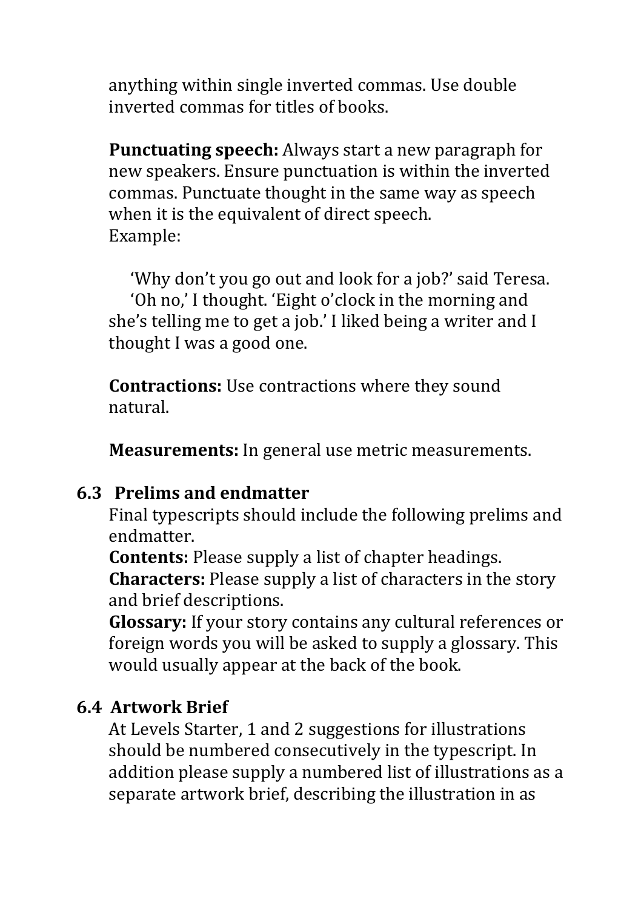anything within single inverted commas. Use double inverted commas for titles of books.

**Punctuating speech:** Always start a new paragraph for new speakers. Ensure punctuation is within the inverted commas. Punctuate thought in the same way as speech when it is the equivalent of direct speech.
Example:

> ‘Why don’t you go out and look for a job?’ said Teresa.
>
> ‘Oh no,’ I thought. ‘Eight o’clock in the morning and she’s telling me to get a job.’ I liked being a writer and I thought I was a good one.

**Contractions:** Use contractions where they sound natural.

**Measurements:** In general use metric measurements.

### 6.3 Prelims and endmatter

Final typescripts should include the following prelims and endmatter.

**Contents:** Please supply a list of chapter headings.

**Characters:** Please supply a list of characters in the story and brief descriptions.

**Glossary:** If your story contains any cultural references or foreign words you will be asked to supply a glossary. This would usually appear at the back of the book.

### 6.4 Artwork Brief

At Levels Starter, 1 and 2 suggestions for illustrations should be numbered consecutively in the typescript. In addition please supply a numbered list of illustrations as a separate artwork brief, describing the illustration in as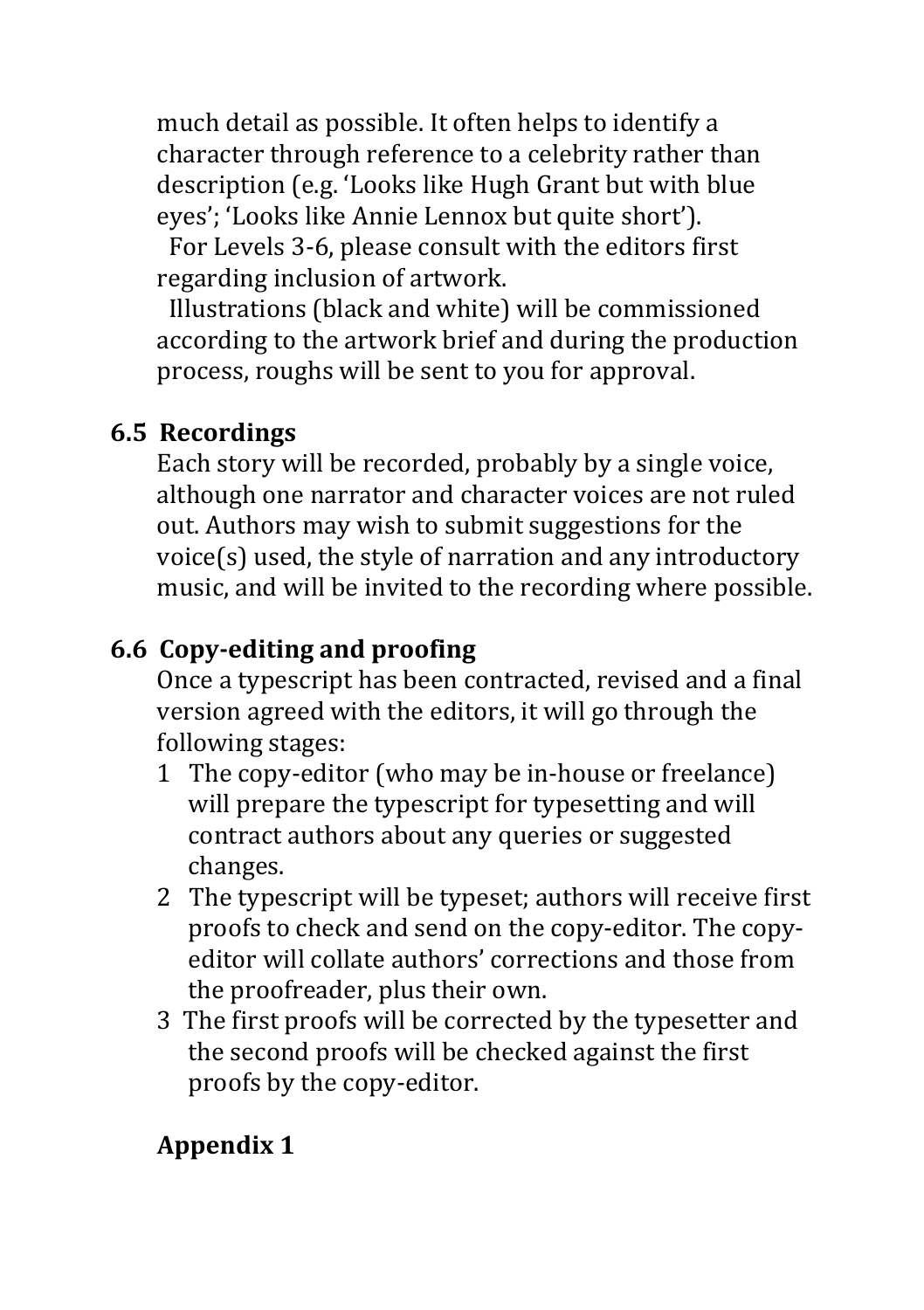much detail as possible. It often helps to identify a character through reference to a celebrity rather than description (e.g. 'Looks like Hugh Grant but with blue eyes'; 'Looks like Annie Lennox but quite short').

For Levels 3-6, please consult with the editors first regarding inclusion of artwork.

Illustrations (black and white) will be commissioned according to the artwork brief and during the production process, roughs will be sent to you for approval.

### 6.5 Recordings

Each story will be recorded, probably by a single voice, although one narrator and character voices are not ruled out. Authors may wish to submit suggestions for the voice(s) used, the style of narration and any introductory music, and will be invited to the recording where possible.

### 6.6 Copy-editing and proofing

Once a typescript has been contracted, revised and a final version agreed with the editors, it will go through the following stages:

1. The copy-editor (who may be in-house or freelance) will prepare the typescript for typesetting and will contract authors about any queries or suggested changes.
2. The typescript will be typeset; authors will receive first proofs to check and send on the copy-editor. The copy-editor will collate authors' corrections and those from the proofreader, plus their own.
3. The first proofs will be corrected by the typesetter and the second proofs will be checked against the first proofs by the copy-editor.

## Appendix 1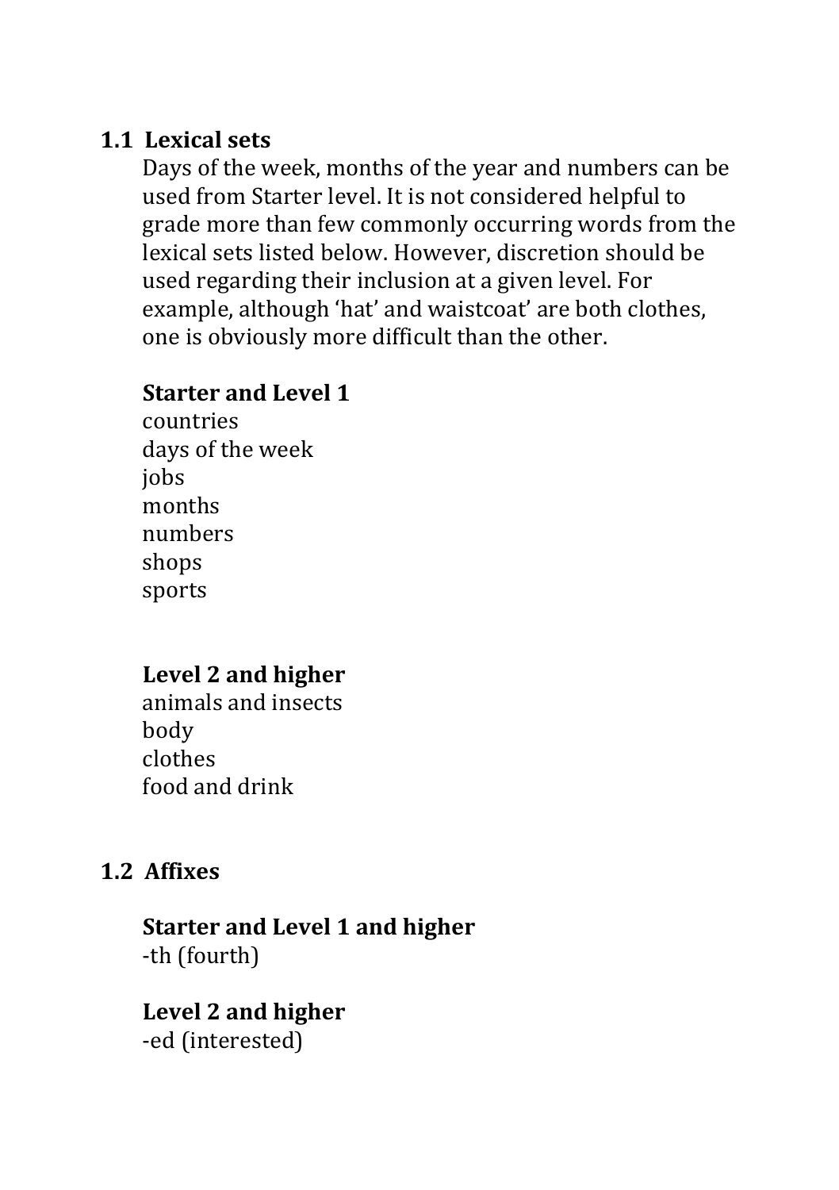## 1.1 Lexical sets

Days of the week, months of the year and numbers can be used from Starter level. It is not considered helpful to grade more than few commonly occurring words from the lexical sets listed below. However, discretion should be used regarding their inclusion at a given level. For example, although 'hat' and waistcoat' are both clothes, one is obviously more difficult than the other.

**Starter and Level 1**

countries
days of the week
jobs
months
numbers
shops
sports

**Level 2 and higher**

animals and insects
body
clothes
food and drink

## 1.2 Affixes

**Starter and Level 1 and higher**

-th (fourth)

**Level 2 and higher**

-ed (interested)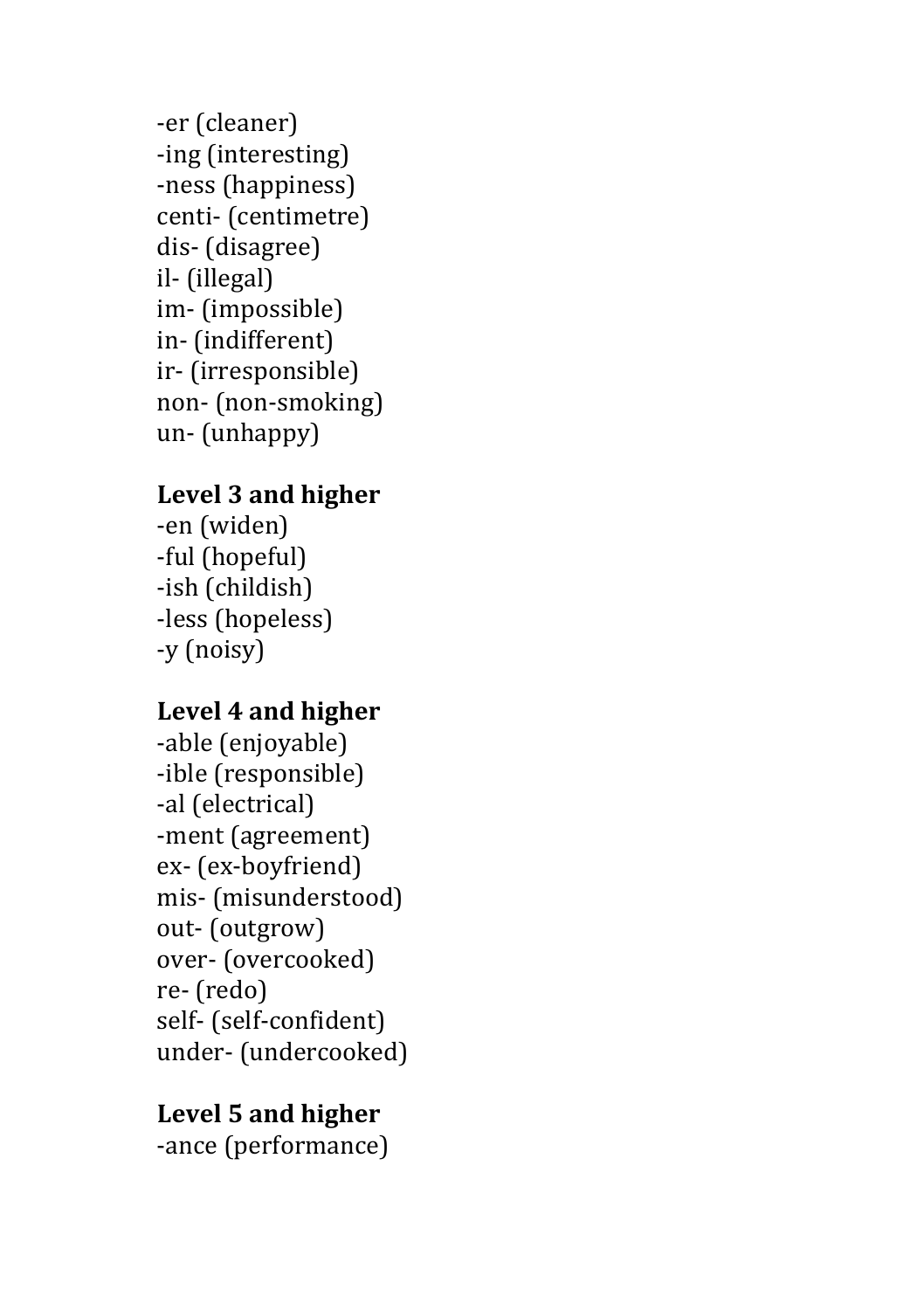-er (cleaner)
-ing (interesting)
-ness (happiness)
centi- (centimetre)
dis- (disagree)
il- (illegal)
im- (impossible)
in- (indifferent)
ir- (irresponsible)
non- (non-smoking)
un- (unhappy)

**Level 3 and higher**
-en (widen)
-ful (hopeful)
-ish (childish)
-less (hopeless)
-y (noisy)

**Level 4 and higher**
-able (enjoyable)
-ible (responsible)
-al (electrical)
-ment (agreement)
ex- (ex-boyfriend)
mis- (misunderstood)
out- (outgrow)
over- (overcooked)
re- (redo)
self- (self-confident)
under- (undercooked)

**Level 5 and higher**
-ance (performance)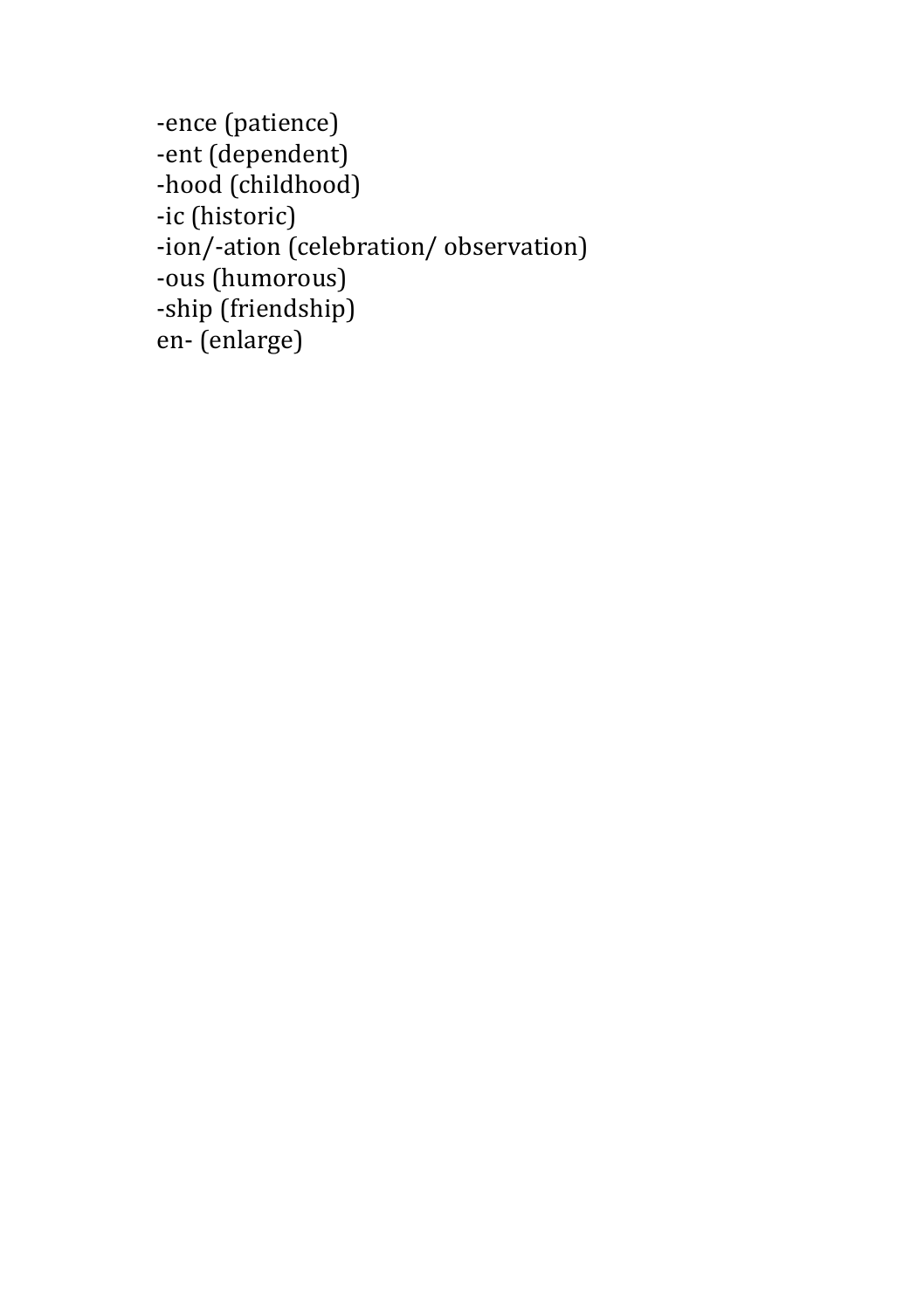-ence (patience)
-ent (dependent)
-hood (childhood)
-ic (historic)
-ion/-ation (celebration/ observation)
-ous (humorous)
-ship (friendship)
en- (enlarge)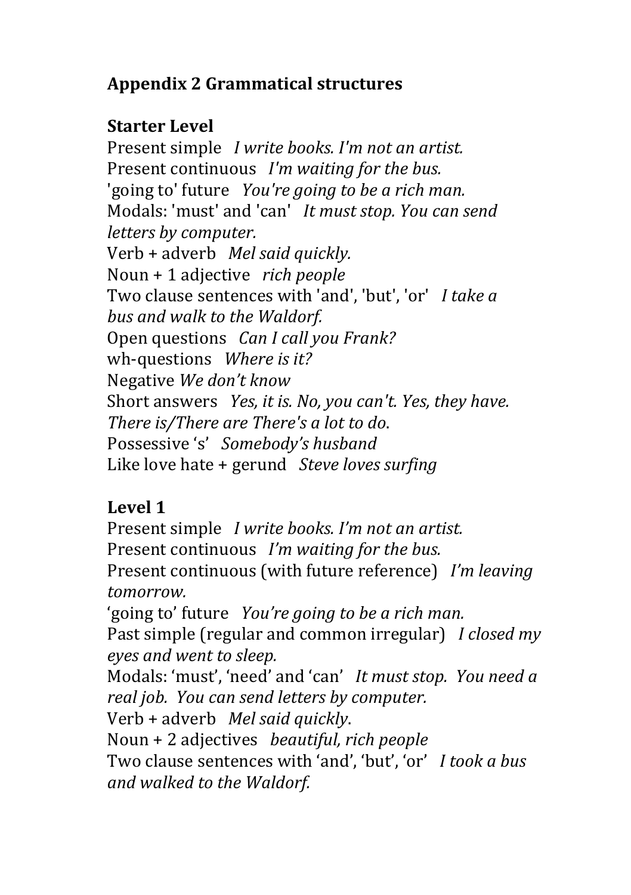# Appendix 2 Grammatical structures

## Starter Level

Present simple *I write books. I'm not an artist.*
Present continuous *I'm waiting for the bus.*
'going to' future *You're going to be a rich man.*
Modals: 'must' and 'can' *It must stop. You can send letters by computer.*
Verb + adverb *Mel said quickly.*
Noun + 1 adjective *rich people*
Two clause sentences with 'and', 'but', 'or' *I take a bus and walk to the Waldorf.*
Open questions *Can I call you Frank?*
wh-questions *Where is it?*
Negative *We don't know*
Short answers *Yes, it is. No, you can't. Yes, they have.*
*There is/There are There's a lot to do*.
Possessive 's' *Somebody's husband*
Like love hate + gerund *Steve loves surfing*

## Level 1

Present simple *I write books. I'm not an artist.*
Present continuous *I'm waiting for the bus.*
Present continuous (with future reference) *I'm leaving tomorrow.*
'going to' future *You're going to be a rich man.*
Past simple (regular and common irregular) *I closed my eyes and went to sleep.*
Modals: 'must', 'need' and 'can' *It must stop. You need a real job. You can send letters by computer.*
Verb + adverb *Mel said quickly*.
Noun + 2 adjectives *beautiful, rich people*
Two clause sentences with 'and', 'but', 'or' *I took a bus and walked to the Waldorf.*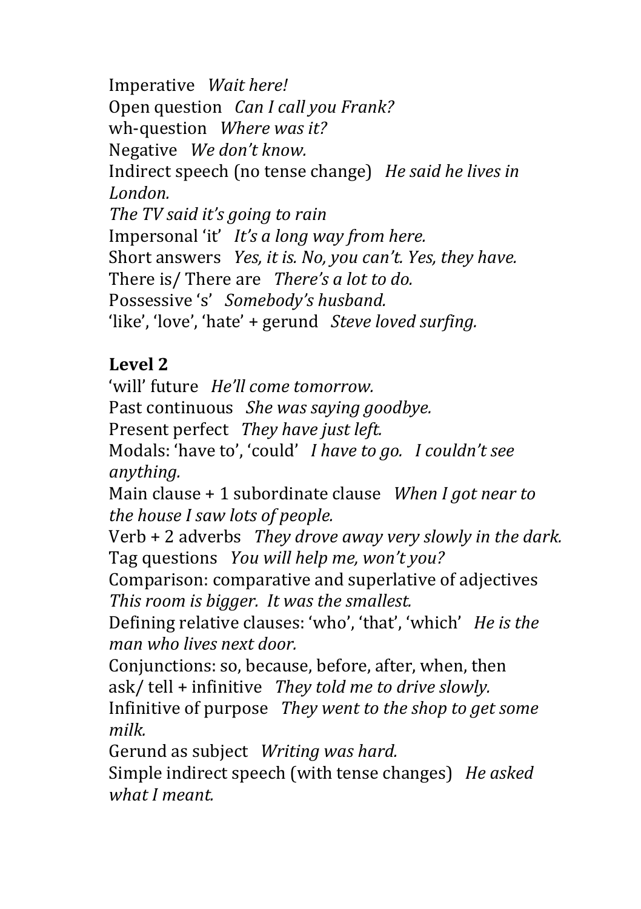Imperative *Wait here!*
Open question *Can I call you Frank?*
wh-question *Where was it?*
Negative *We don't know.*
Indirect speech (no tense change) *He said he lives in London.*
*The TV said it's going to rain*
Impersonal 'it' *It's a long way from here.*
Short answers *Yes, it is. No, you can't. Yes, they have.*
There is/ There are *There's a lot to do.*
Possessive 's' *Somebody's husband.*
'like', 'love', 'hate' + gerund *Steve loved surfing.*

**Level 2**

'will' future *He'll come tomorrow.*
Past continuous *She was saying goodbye.*
Present perfect *They have just left.*
Modals: 'have to', 'could' *I have to go. I couldn't see anything.*
Main clause + 1 subordinate clause *When I got near to the house I saw lots of people.*
Verb + 2 adverbs *They drove away very slowly in the dark.*
Tag questions *You will help me, won't you?*
Comparison: comparative and superlative of adjectives *This room is bigger. It was the smallest.*
Defining relative clauses: 'who', 'that', 'which' *He is the man who lives next door.*
Conjunctions: so, because, before, after, when, then
ask/ tell + infinitive *They told me to drive slowly.*
Infinitive of purpose *They went to the shop to get some milk.*
Gerund as subject *Writing was hard.*
Simple indirect speech (with tense changes) *He asked what I meant.*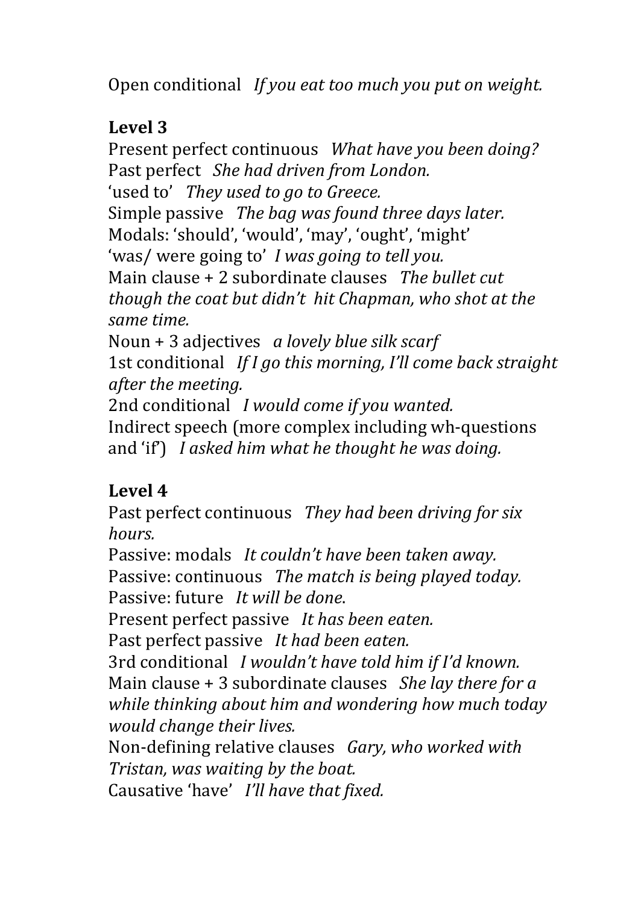Open conditional *If you eat too much you put on weight.*

## Level 3

Present perfect continuous *What have you been doing?*
Past perfect *She had driven from London.*
'used to' *They used to go to Greece.*
Simple passive *The bag was found three days later.*
Modals: 'should', 'would', 'may', 'ought', 'might'
'was/ were going to' *I was going to tell you.*
Main clause + 2 subordinate clauses *The bullet cut though the coat but didn't hit Chapman, who shot at the same time.*
Noun + 3 adjectives *a lovely blue silk scarf*
1st conditional *If I go this morning, I'll come back straight after the meeting.*
2nd conditional *I would come if you wanted.*
Indirect speech (more complex including wh-questions and 'if') *I asked him what he thought he was doing.*

## Level 4

Past perfect continuous *They had been driving for six hours.*
Passive: modals *It couldn't have been taken away.*
Passive: continuous *The match is being played today.*
Passive: future *It will be done*.
Present perfect passive *It has been eaten.*
Past perfect passive *It had been eaten.*
3rd conditional *I wouldn't have told him if I'd known.*
Main clause + 3 subordinate clauses *She lay there for a while thinking about him and wondering how much today would change their lives.*
Non-defining relative clauses *Gary, who worked with Tristan, was waiting by the boat.*
Causative 'have' *I'll have that fixed.*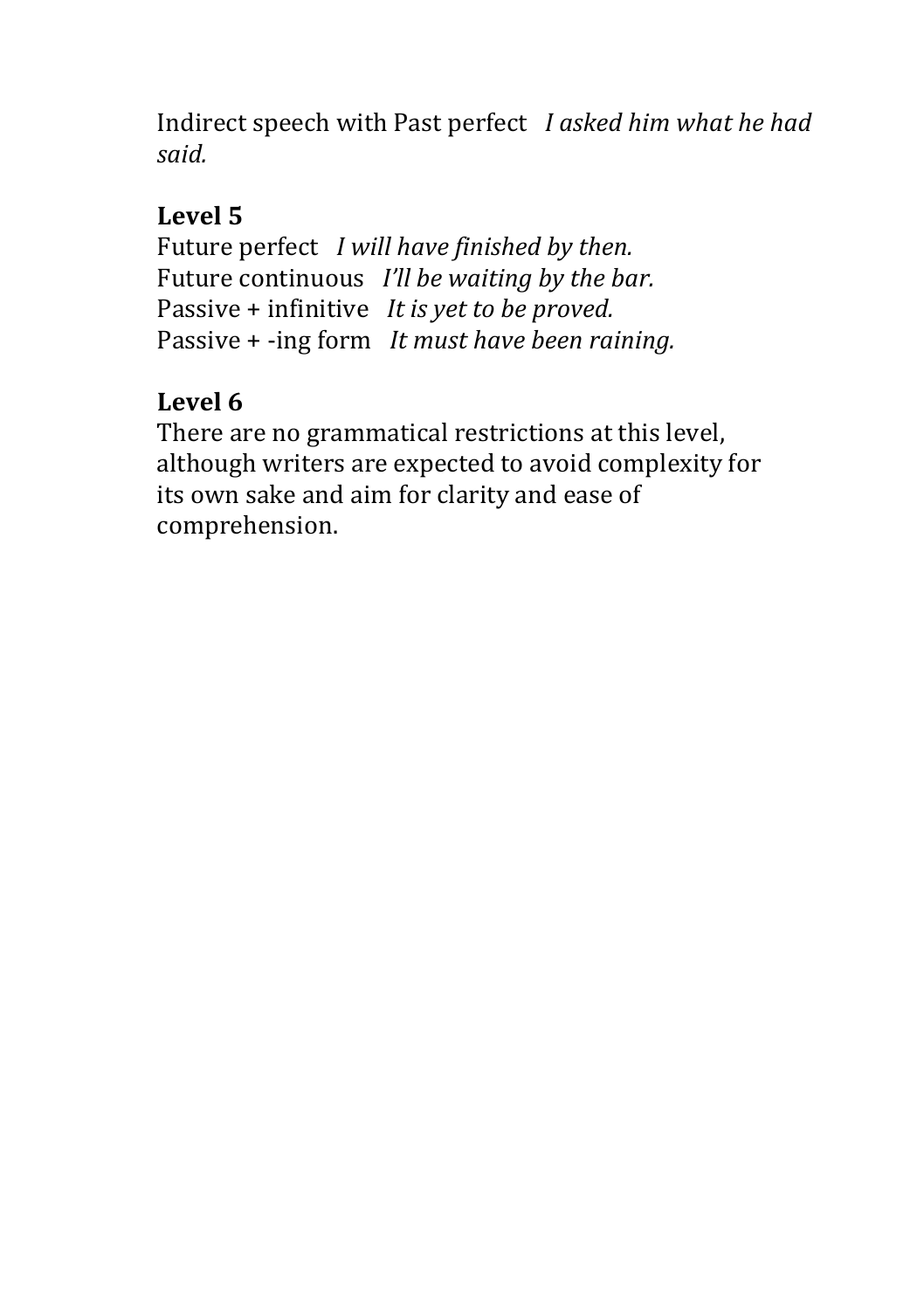Indirect speech with Past perfect *I asked him what he had said.*

## Level 5

Future perfect *I will have finished by then.*
Future continuous *I'll be waiting by the bar.*
Passive + infinitive *It is yet to be proved.*
Passive + -ing form *It must have been raining.*

## Level 6

There are no grammatical restrictions at this level, although writers are expected to avoid complexity for its own sake and aim for clarity and ease of comprehension.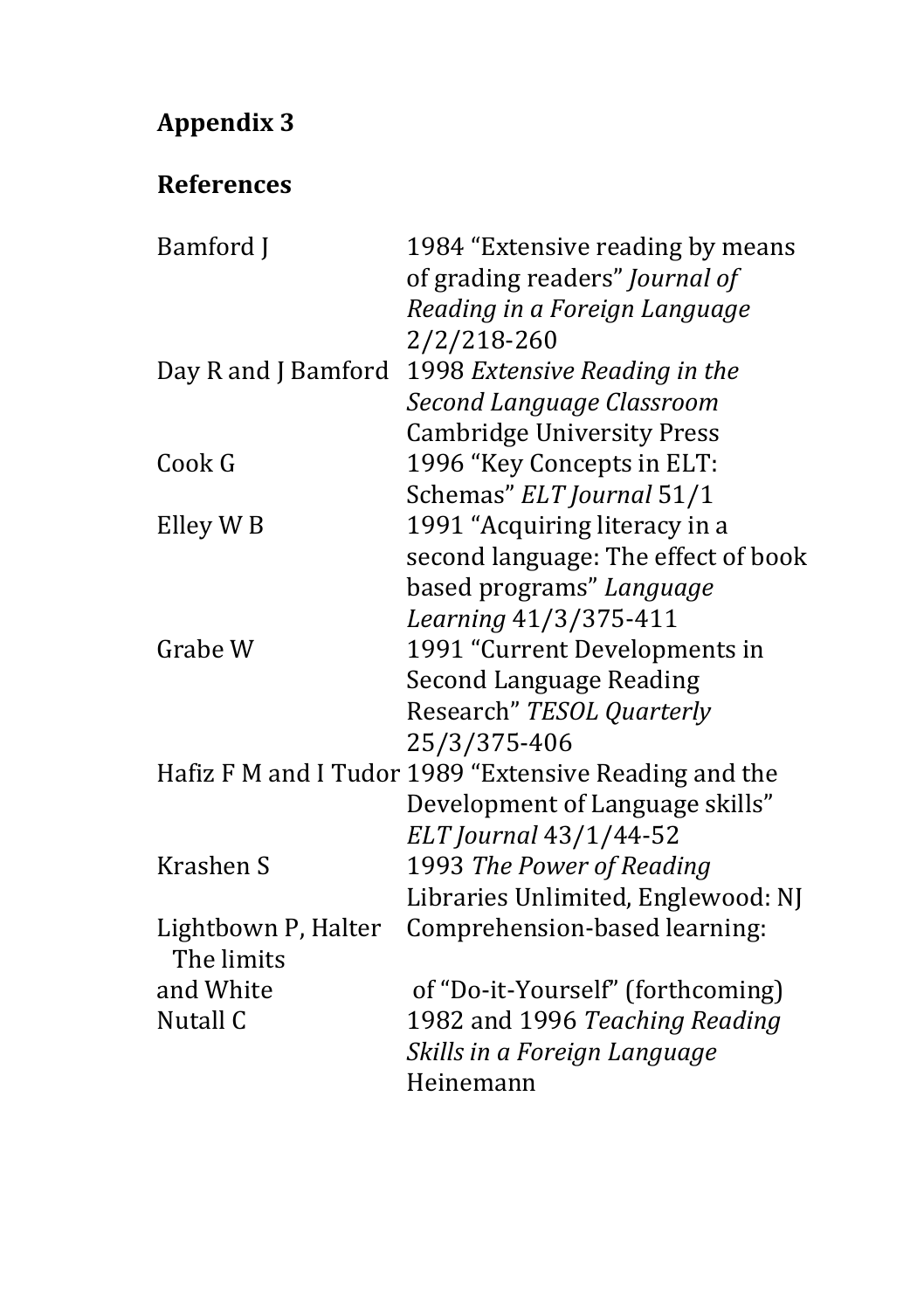## Appendix 3

## References

Bamford J 1984 "Extensive reading by means of grading readers" *Journal of Reading in a Foreign Language* 2/2/218-260

Day R and J Bamford 1998 *Extensive Reading in the Second Language Classroom* Cambridge University Press

Cook G 1996 "Key Concepts in ELT: Schemas" *ELT Journal* 51/1

Elley W B 1991 "Acquiring literacy in a second language: The effect of book based programs" *Language Learning* 41/3/375-411

Grabe W 1991 "Current Developments in Second Language Reading Research" *TESOL Quarterly* 25/3/375-406

Hafiz F M and I Tudor 1989 "Extensive Reading and the Development of Language skills" *ELT Journal* 43/1/44-52

Krashen S 1993 *The Power of Reading* Libraries Unlimited, Englewood: NJ

Lightbown P, Halter and White Comprehension-based learning: The limits of "Do-it-Yourself" (forthcoming)

Nutall C 1982 and 1996 *Teaching Reading Skills in a Foreign Language* Heinemann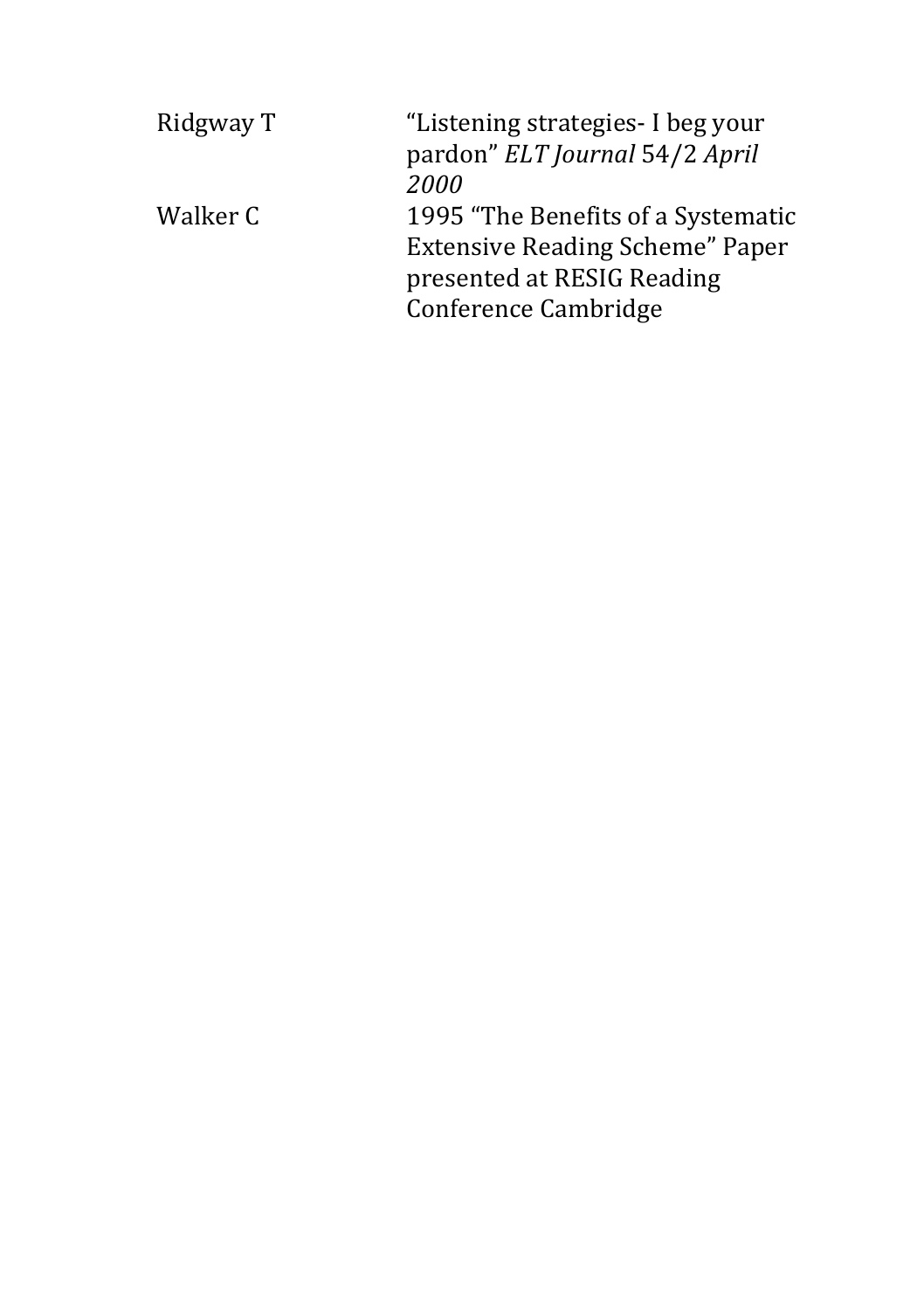| | |
|---|---|
| Ridgway T | "Listening strategies- I beg your pardon" *ELT Journal* 54/2 *April 2000* |
| Walker C | 1995 "The Benefits of a Systematic Extensive Reading Scheme" Paper presented at RESIG Reading Conference Cambridge |